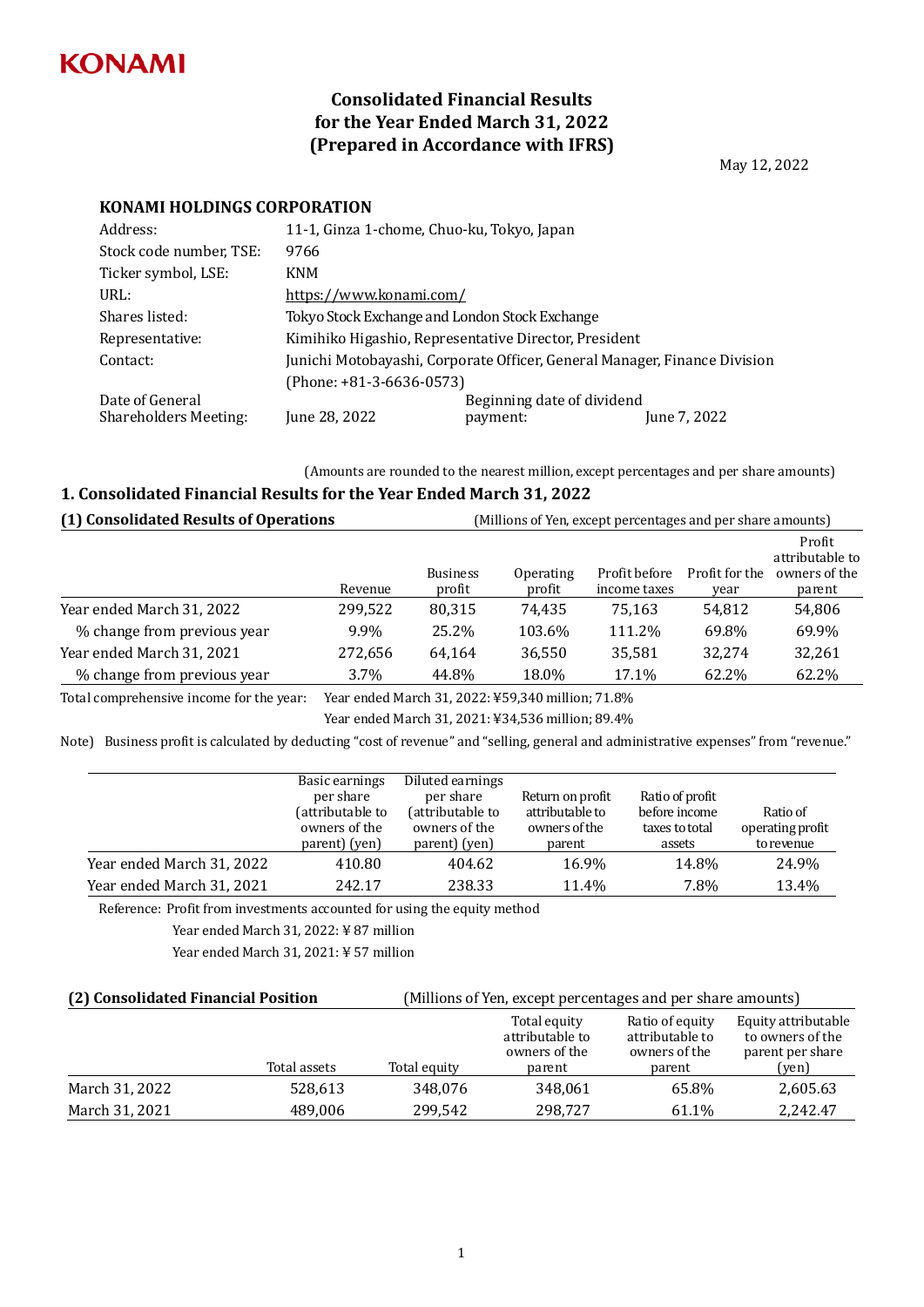KONAMI

# Consolidated Financial Results for the Year Ended March 31, 2022 (Prepared in Accordance with IFRS)

May 12, 2022

**KONAMI HOLDINGS CORPORATION**

| | |
|---|---|
| Address: | 11-1, Ginza 1-chome, Chuo-ku, Tokyo, Japan |
| Stock code number, TSE: | 9766 |
| Ticker symbol, LSE: | KNM |
| URL: | https://www.konami.com/ |
| Shares listed: | Tokyo Stock Exchange and London Stock Exchange |
| Representative: | Kimihiko Higashio, Representative Director, President |
| Contact: | Junichi Motobayashi, Corporate Officer, General Manager, Finance Division (Phone: +81-3-6636-0573) |
| Date of General Shareholders Meeting: | June 28, 2022 |
| Beginning date of dividend payment: | June 7, 2022 |

(Amounts are rounded to the nearest million, except percentages and per share amounts)

## 1. Consolidated Financial Results for the Year Ended March 31, 2022

### (1) Consolidated Results of Operations

(Millions of Yen, except percentages and per share amounts)

| | Revenue | Business profit | Operating profit | Profit before income taxes | Profit for the year | Profit attributable to owners of the parent |
|---|---|---|---|---|---|---|
| Year ended March 31, 2022 | 299,522 | 80,315 | 74,435 | 75,163 | 54,812 | 54,806 |
| % change from previous year | 9.9% | 25.2% | 103.6% | 111.2% | 69.8% | 69.9% |
| Year ended March 31, 2021 | 272,656 | 64,164 | 36,550 | 35,581 | 32,274 | 32,261 |
| % change from previous year | 3.7% | 44.8% | 18.0% | 17.1% | 62.2% | 62.2% |

Total comprehensive income for the year: Year ended March 31, 2022: ¥59,340 million; 71.8%
Year ended March 31, 2021: ¥34,536 million; 89.4%

Note) Business profit is calculated by deducting "cost of revenue" and "selling, general and administrative expenses" from "revenue."

| | Basic earnings per share (attributable to owners of the parent) (yen) | Diluted earnings per share (attributable to owners of the parent) (yen) | Return on profit attributable to owners of the parent | Ratio of profit before income taxes to total assets | Ratio of operating profit to revenue |
|---|---|---|---|---|---|
| Year ended March 31, 2022 | 410.80 | 404.62 | 16.9% | 14.8% | 24.9% |
| Year ended March 31, 2021 | 242.17 | 238.33 | 11.4% | 7.8% | 13.4% |

Reference: Profit from investments accounted for using the equity method
Year ended March 31, 2022: ¥ 87 million
Year ended March 31, 2021: ¥ 57 million

### (2) Consolidated Financial Position

(Millions of Yen, except percentages and per share amounts)

| | Total assets | Total equity | Total equity attributable to owners of the parent | Ratio of equity attributable to owners of the parent | Equity attributable to owners of the parent per share (yen) |
|---|---|---|---|---|---|
| March 31, 2022 | 528,613 | 348,076 | 348,061 | 65.8% | 2,605.63 |
| March 31, 2021 | 489,006 | 299,542 | 298,727 | 61.1% | 2,242.47 |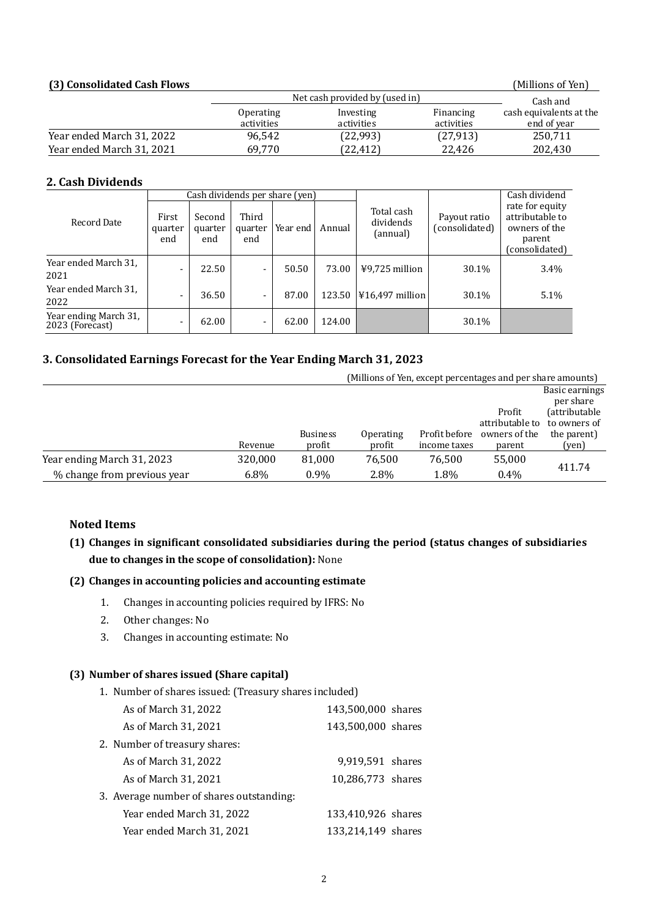### (3) Consolidated Cash Flows

(Millions of Yen)

| | Net cash provided by (used in) | | | Cash and cash equivalents at the end of year |
|---|---|---|---|---|
| | Operating activities | Investing activities | Financing activities | |
| Year ended March 31, 2022 | 96,542 | (22,993) | (27,913) | 250,711 |
| Year ended March 31, 2021 | 69,770 | (22,412) | 22,426 | 202,430 |

## 2. Cash Dividends

| Record Date | Cash dividends per share (yen) | | | | | Total cash dividends (annual) | Payout ratio (consolidated) | Cash dividend rate for equity attributable to owners of the parent (consolidated) |
|---|---|---|---|---|---|---|---|---|
| | First quarter end | Second quarter end | Third quarter end | Year end | Annual | | | |
| Year ended March 31, 2021 | - | 22.50 | - | 50.50 | 73.00 | ¥9,725 million | 30.1% | 3.4% |
| Year ended March 31, 2022 | - | 36.50 | - | 87.00 | 123.50 | ¥16,497 million | 30.1% | 5.1% |
| Year ending March 31, 2023 (Forecast) | - | 62.00 | - | 62.00 | 124.00 | | 30.1% | |

## 3. Consolidated Earnings Forecast for the Year Ending March 31, 2023

(Millions of Yen, except percentages and per share amounts)

| | Revenue | Business profit | Operating profit | Profit before income taxes | Profit attributable to owners of the parent | Basic earnings per share (attributable to owners of the parent) (yen) |
|---|---|---|---|---|---|---|
| Year ending March 31, 2023 | 320,000 | 81,000 | 76,500 | 76,500 | 55,000 | 411.74 |
| % change from previous year | 6.8% | 0.9% | 2.8% | 1.8% | 0.4% | |

### Noted Items

**(1) Changes in significant consolidated subsidiaries during the period (status changes of subsidiaries due to changes in the scope of consolidation):** None

**(2) Changes in accounting policies and accounting estimate**

1. Changes in accounting policies required by IFRS: No
2. Other changes: No
3. Changes in accounting estimate: No

**(3) Number of shares issued (Share capital)**

1. Number of shares issued: (Treasury shares included)
   - As of March 31, 2022: 143,500,000 shares
   - As of March 31, 2021: 143,500,000 shares
2. Number of treasury shares:
   - As of March 31, 2022: 9,919,591 shares
   - As of March 31, 2021: 10,286,773 shares
3. Average number of shares outstanding:
   - Year ended March 31, 2022: 133,410,926 shares
   - Year ended March 31, 2021: 133,214,149 shares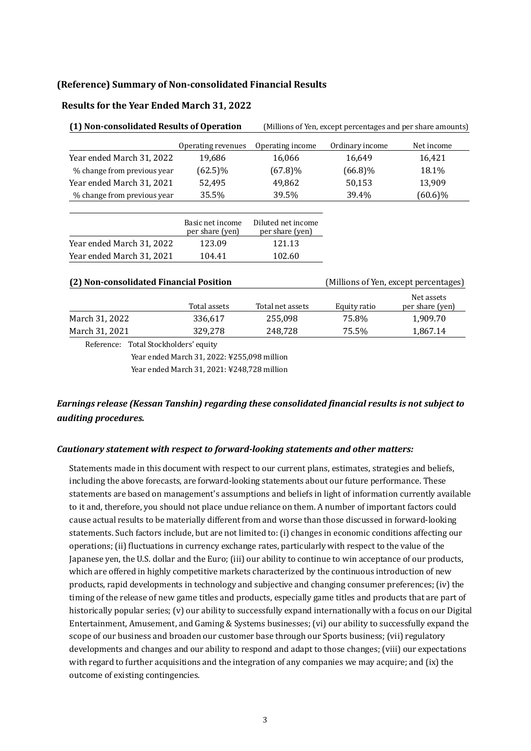### (Reference) Summary of Non-consolidated Financial Results

#### Results for the Year Ended March 31, 2022

**(1) Non-consolidated Results of Operation** (Millions of Yen, except percentages and per share amounts)

| | Operating revenues | Operating income | Ordinary income | Net income |
|---|---|---|---|---|
| Year ended March 31, 2022 | 19,686 | 16,066 | 16,649 | 16,421 |
| % change from previous year | (62.5)% | (67.8)% | (66.8)% | 18.1% |
| Year ended March 31, 2021 | 52,495 | 49,862 | 50,153 | 13,909 |
| % change from previous year | 35.5% | 39.5% | 39.4% | (60.6)% |

| | Basic net income per share (yen) | Diluted net income per share (yen) |
|---|---|---|
| Year ended March 31, 2022 | 123.09 | 121.13 |
| Year ended March 31, 2021 | 104.41 | 102.60 |

**(2) Non-consolidated Financial Position** (Millions of Yen, except percentages)

| | Total assets | Total net assets | Equity ratio | Net assets per share (yen) |
|---|---|---|---|---|
| March 31, 2022 | 336,617 | 255,098 | 75.8% | 1,909.70 |
| March 31, 2021 | 329,278 | 248,728 | 75.5% | 1,867.14 |

Reference: Total Stockholders' equity

Year ended March 31, 2022: ¥255,098 million

Year ended March 31, 2021: ¥248,728 million

***Earnings release (Kessan Tanshin) regarding these consolidated financial results is not subject to auditing procedures.***

***Cautionary statement with respect to forward-looking statements and other matters:***

Statements made in this document with respect to our current plans, estimates, strategies and beliefs, including the above forecasts, are forward-looking statements about our future performance. These statements are based on management's assumptions and beliefs in light of information currently available to it and, therefore, you should not place undue reliance on them. A number of important factors could cause actual results to be materially different from and worse than those discussed in forward-looking statements. Such factors include, but are not limited to: (i) changes in economic conditions affecting our operations; (ii) fluctuations in currency exchange rates, particularly with respect to the value of the Japanese yen, the U.S. dollar and the Euro; (iii) our ability to continue to win acceptance of our products, which are offered in highly competitive markets characterized by the continuous introduction of new products, rapid developments in technology and subjective and changing consumer preferences; (iv) the timing of the release of new game titles and products, especially game titles and products that are part of historically popular series; (v) our ability to successfully expand internationally with a focus on our Digital Entertainment, Amusement, and Gaming & Systems businesses; (vi) our ability to successfully expand the scope of our business and broaden our customer base through our Sports business; (vii) regulatory developments and changes and our ability to respond and adapt to those changes; (viii) our expectations with regard to further acquisitions and the integration of any companies we may acquire; and (ix) the outcome of existing contingencies.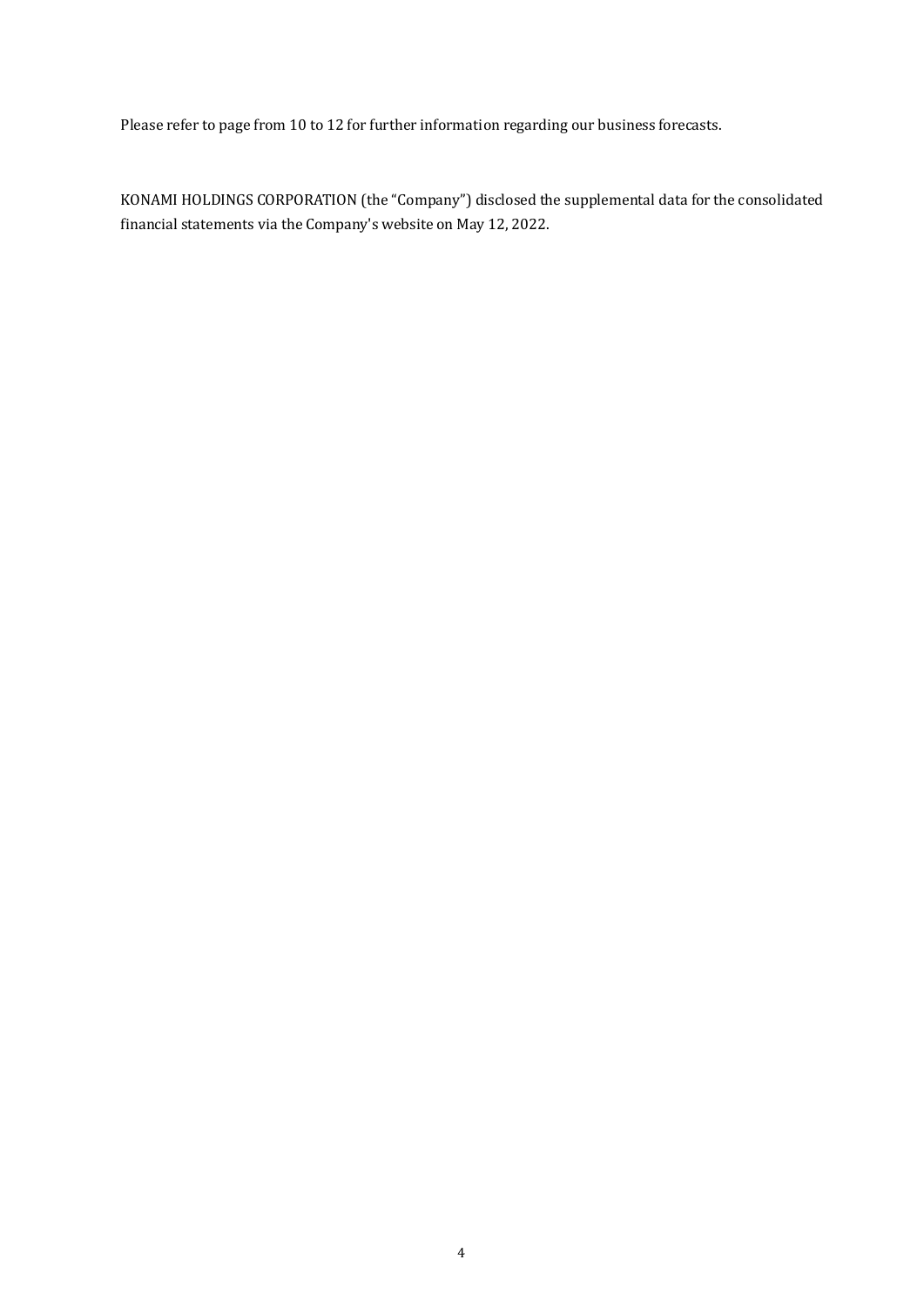Please refer to page from 10 to 12 for further information regarding our business forecasts.

KONAMI HOLDINGS CORPORATION (the "Company") disclosed the supplemental data for the consolidated financial statements via the Company's website on May 12, 2022.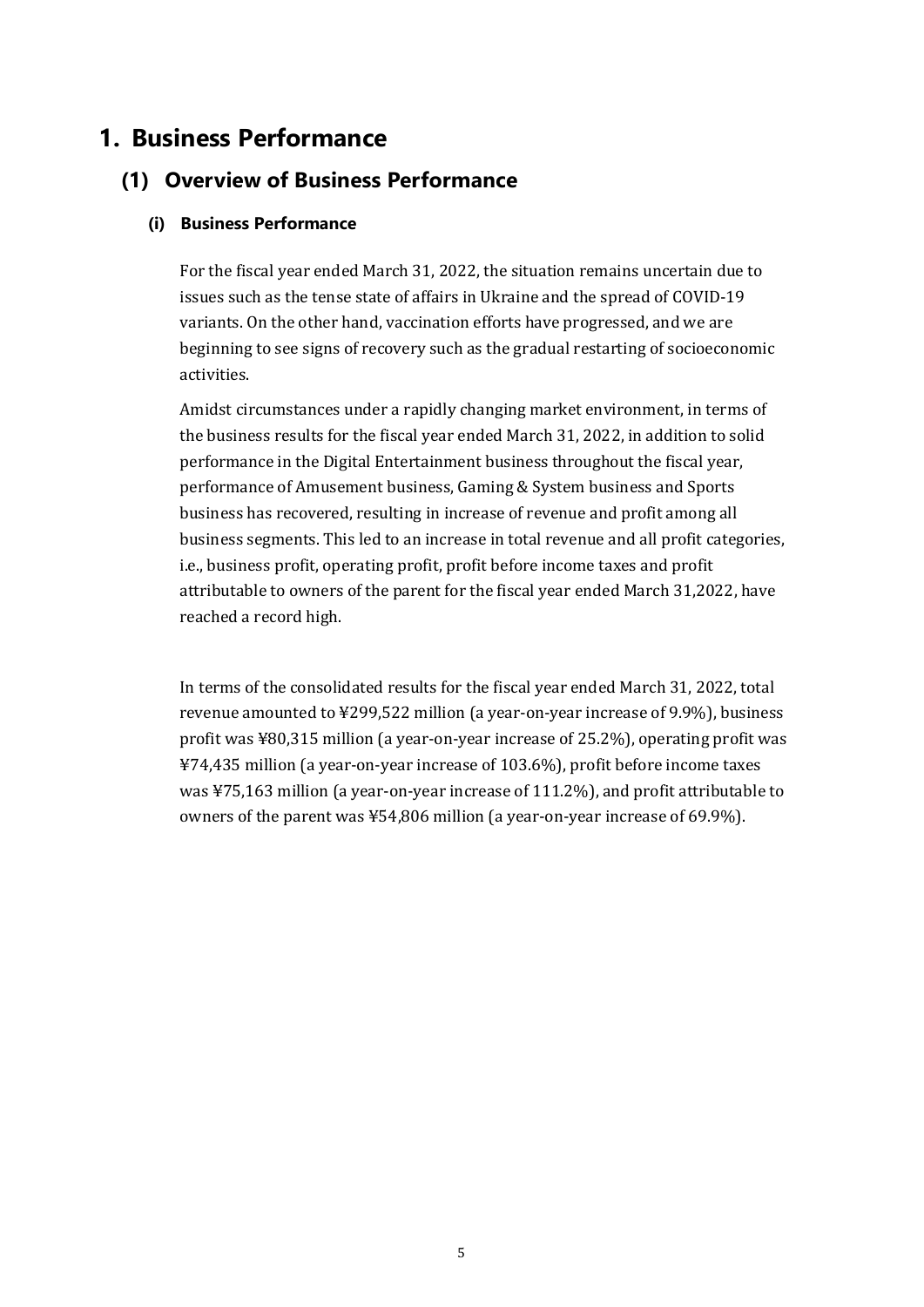# 1. Business Performance

## (1) Overview of Business Performance

### (i) Business Performance

For the fiscal year ended March 31, 2022, the situation remains uncertain due to issues such as the tense state of affairs in Ukraine and the spread of COVID-19 variants. On the other hand, vaccination efforts have progressed, and we are beginning to see signs of recovery such as the gradual restarting of socioeconomic activities.

Amidst circumstances under a rapidly changing market environment, in terms of the business results for the fiscal year ended March 31, 2022, in addition to solid performance in the Digital Entertainment business throughout the fiscal year, performance of Amusement business, Gaming & System business and Sports business has recovered, resulting in increase of revenue and profit among all business segments. This led to an increase in total revenue and all profit categories, i.e., business profit, operating profit, profit before income taxes and profit attributable to owners of the parent for the fiscal year ended March 31,2022, have reached a record high.

In terms of the consolidated results for the fiscal year ended March 31, 2022, total revenue amounted to ¥299,522 million (a year-on-year increase of 9.9%), business profit was ¥80,315 million (a year-on-year increase of 25.2%), operating profit was ¥74,435 million (a year-on-year increase of 103.6%), profit before income taxes was ¥75,163 million (a year-on-year increase of 111.2%), and profit attributable to owners of the parent was ¥54,806 million (a year-on-year increase of 69.9%).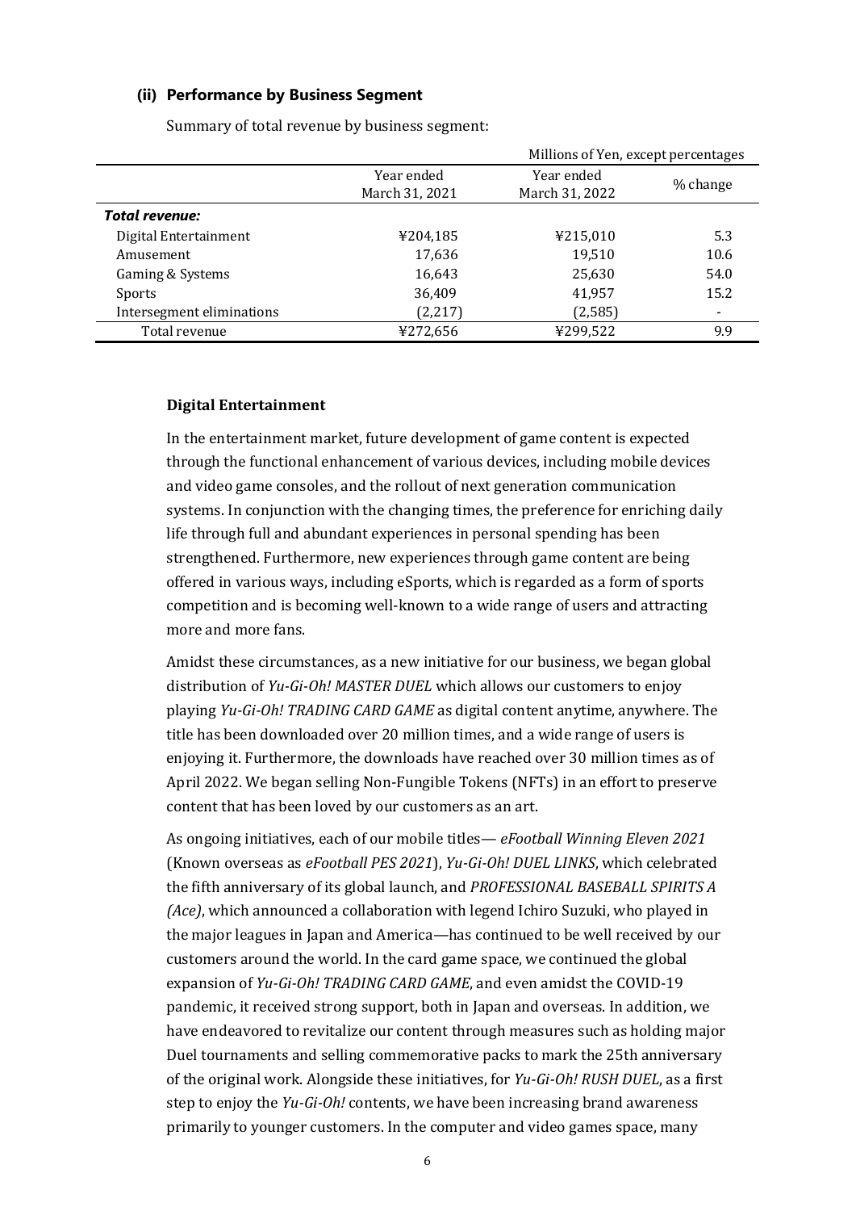### (ii) Performance by Business Segment

Summary of total revenue by business segment:

| | | | Millions of Yen, except percentages |
|---|---|---|---|
| | Year ended March 31, 2021 | Year ended March 31, 2022 | % change |
| ***Total revenue:*** | | | |
| Digital Entertainment | ¥204,185 | ¥215,010 | 5.3 |
| Amusement | 17,636 | 19,510 | 10.6 |
| Gaming & Systems | 16,643 | 25,630 | 54.0 |
| Sports | 36,409 | 41,957 | 15.2 |
| Intersegment eliminations | (2,217) | (2,585) | - |
| Total revenue | ¥272,656 | ¥299,522 | 9.9 |

**Digital Entertainment**

In the entertainment market, future development of game content is expected through the functional enhancement of various devices, including mobile devices and video game consoles, and the rollout of next generation communication systems. In conjunction with the changing times, the preference for enriching daily life through full and abundant experiences in personal spending has been strengthened. Furthermore, new experiences through game content are being offered in various ways, including eSports, which is regarded as a form of sports competition and is becoming well-known to a wide range of users and attracting more and more fans.

Amidst these circumstances, as a new initiative for our business, we began global distribution of *Yu-Gi-Oh! MASTER DUEL* which allows our customers to enjoy playing *Yu-Gi-Oh! TRADING CARD GAME* as digital content anytime, anywhere. The title has been downloaded over 20 million times, and a wide range of users is enjoying it. Furthermore, the downloads have reached over 30 million times as of April 2022. We began selling Non-Fungible Tokens (NFTs) in an effort to preserve content that has been loved by our customers as an art.

As ongoing initiatives, each of our mobile titles— *eFootball Winning Eleven 2021* (Known overseas as *eFootball PES 2021*), *Yu-Gi-Oh! DUEL LINKS*, which celebrated the fifth anniversary of its global launch, and *PROFESSIONAL BASEBALL SPIRITS A (Ace)*, which announced a collaboration with legend Ichiro Suzuki, who played in the major leagues in Japan and America—has continued to be well received by our customers around the world. In the card game space, we continued the global expansion of *Yu-Gi-Oh! TRADING CARD GAME*, and even amidst the COVID-19 pandemic, it received strong support, both in Japan and overseas. In addition, we have endeavored to revitalize our content through measures such as holding major Duel tournaments and selling commemorative packs to mark the 25th anniversary of the original work. Alongside these initiatives, for *Yu-Gi-Oh! RUSH DUEL*, as a first step to enjoy the *Yu-Gi-Oh!* contents, we have been increasing brand awareness primarily to younger customers. In the computer and video games space, many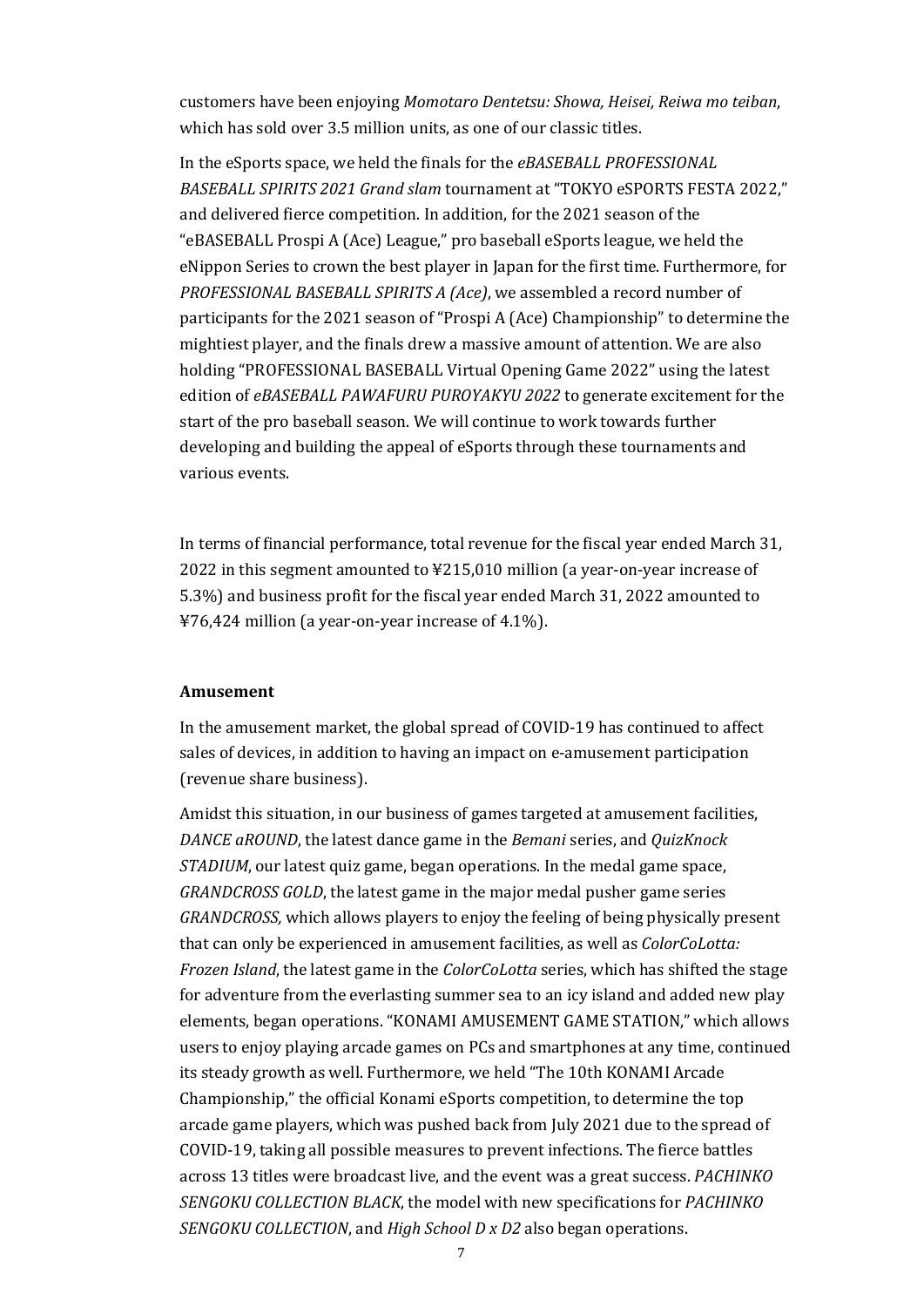customers have been enjoying *Momotaro Dentetsu: Showa, Heisei, Reiwa mo teiban*, which has sold over 3.5 million units, as one of our classic titles.

In the eSports space, we held the finals for the *eBASEBALL PROFESSIONAL BASEBALL SPIRITS 2021 Grand slam* tournament at "TOKYO eSPORTS FESTA 2022," and delivered fierce competition. In addition, for the 2021 season of the "eBASEBALL Prospi A (Ace) League," pro baseball eSports league, we held the eNippon Series to crown the best player in Japan for the first time. Furthermore, for *PROFESSIONAL BASEBALL SPIRITS A (Ace)*, we assembled a record number of participants for the 2021 season of "Prospi A (Ace) Championship" to determine the mightiest player, and the finals drew a massive amount of attention. We are also holding "PROFESSIONAL BASEBALL Virtual Opening Game 2022" using the latest edition of *eBASEBALL PAWAFURU PUROYAKYU 2022* to generate excitement for the start of the pro baseball season. We will continue to work towards further developing and building the appeal of eSports through these tournaments and various events.

In terms of financial performance, total revenue for the fiscal year ended March 31, 2022 in this segment amounted to ¥215,010 million (a year-on-year increase of 5.3%) and business profit for the fiscal year ended March 31, 2022 amounted to ¥76,424 million (a year-on-year increase of 4.1%).

**Amusement**

In the amusement market, the global spread of COVID-19 has continued to affect sales of devices, in addition to having an impact on e-amusement participation (revenue share business).

Amidst this situation, in our business of games targeted at amusement facilities, *DANCE aROUND*, the latest dance game in the *Bemani* series, and *QuizKnock STADIUM*, our latest quiz game, began operations. In the medal game space, *GRANDCROSS GOLD*, the latest game in the major medal pusher game series *GRANDCROSS,* which allows players to enjoy the feeling of being physically present that can only be experienced in amusement facilities, as well as *ColorCoLotta: Frozen Island*, the latest game in the *ColorCoLotta* series, which has shifted the stage for adventure from the everlasting summer sea to an icy island and added new play elements, began operations. "KONAMI AMUSEMENT GAME STATION," which allows users to enjoy playing arcade games on PCs and smartphones at any time, continued its steady growth as well. Furthermore, we held "The 10th KONAMI Arcade Championship," the official Konami eSports competition, to determine the top arcade game players, which was pushed back from July 2021 due to the spread of COVID-19, taking all possible measures to prevent infections. The fierce battles across 13 titles were broadcast live, and the event was a great success. *PACHINKO SENGOKU COLLECTION BLACK*, the model with new specifications for *PACHINKO SENGOKU COLLECTION*, and *High School D x D2* also began operations.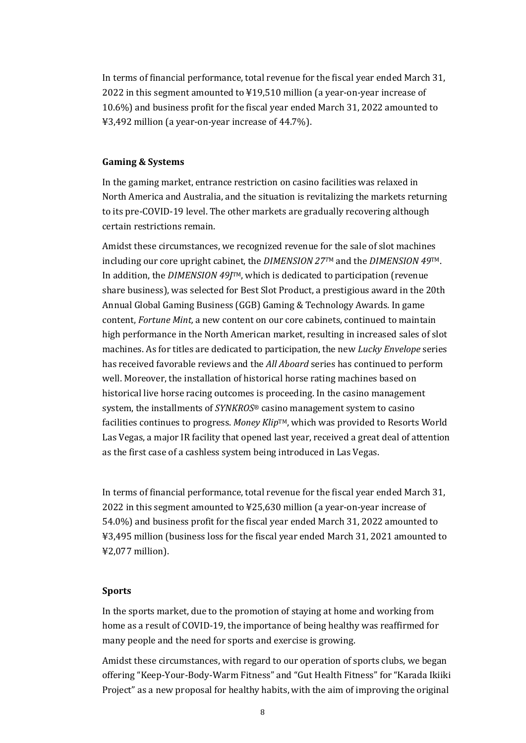In terms of financial performance, total revenue for the fiscal year ended March 31, 2022 in this segment amounted to ¥19,510 million (a year-on-year increase of 10.6%) and business profit for the fiscal year ended March 31, 2022 amounted to ¥3,492 million (a year-on-year increase of 44.7%).

**Gaming & Systems**

In the gaming market, entrance restriction on casino facilities was relaxed in North America and Australia, and the situation is revitalizing the markets returning to its pre-COVID-19 level. The other markets are gradually recovering although certain restrictions remain.

Amidst these circumstances, we recognized revenue for the sale of slot machines including our core upright cabinet, the *DIMENSION 27*™ and the *DIMENSION 49*™. In addition, the *DIMENSION 49J*™, which is dedicated to participation (revenue share business), was selected for Best Slot Product, a prestigious award in the 20th Annual Global Gaming Business (GGB) Gaming & Technology Awards. In game content, *Fortune Mint,* a new content on our core cabinets, continued to maintain high performance in the North American market, resulting in increased sales of slot machines. As for titles are dedicated to participation, the new *Lucky Envelope* series has received favorable reviews and the *All Aboard* series has continued to perform well. Moreover, the installation of historical horse rating machines based on historical live horse racing outcomes is proceeding. In the casino management system, the installments of *SYNKROS*® casino management system to casino facilities continues to progress. *Money Klip*™, which was provided to Resorts World Las Vegas, a major IR facility that opened last year, received a great deal of attention as the first case of a cashless system being introduced in Las Vegas.

In terms of financial performance, total revenue for the fiscal year ended March 31, 2022 in this segment amounted to ¥25,630 million (a year-on-year increase of 54.0%) and business profit for the fiscal year ended March 31, 2022 amounted to ¥3,495 million (business loss for the fiscal year ended March 31, 2021 amounted to ¥2,077 million).

**Sports**

In the sports market, due to the promotion of staying at home and working from home as a result of COVID-19, the importance of being healthy was reaffirmed for many people and the need for sports and exercise is growing.

Amidst these circumstances, with regard to our operation of sports clubs, we began offering "Keep-Your-Body-Warm Fitness" and "Gut Health Fitness" for "Karada Ikiiki Project" as a new proposal for healthy habits, with the aim of improving the original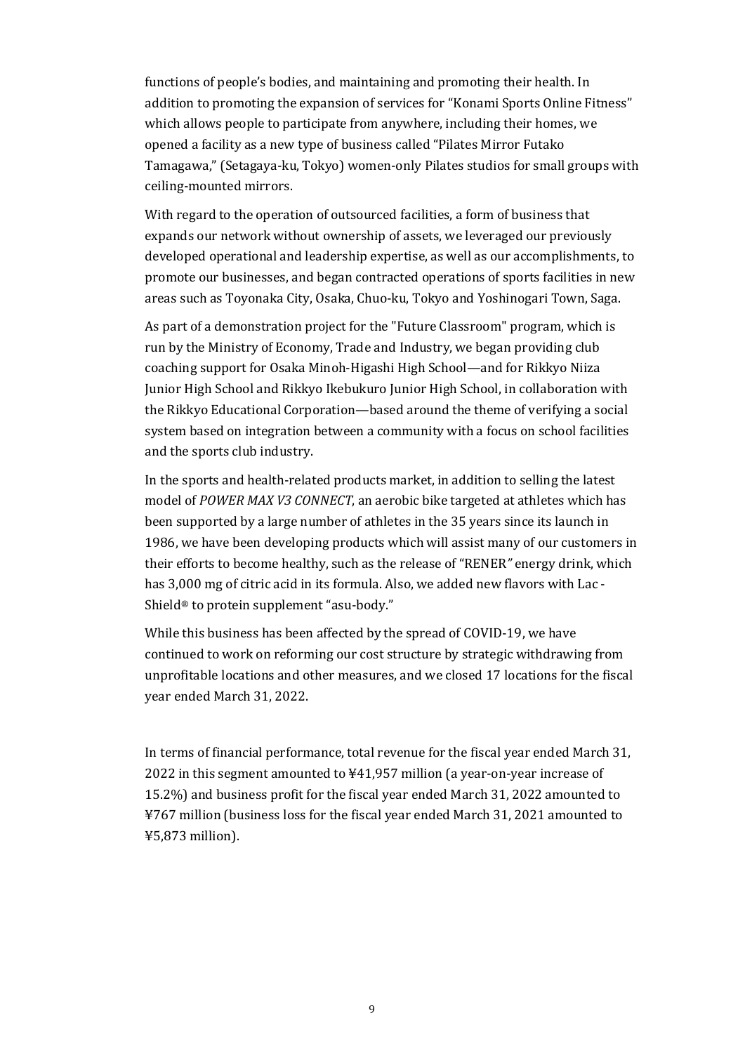functions of people's bodies, and maintaining and promoting their health. In addition to promoting the expansion of services for "Konami Sports Online Fitness" which allows people to participate from anywhere, including their homes, we opened a facility as a new type of business called "Pilates Mirror Futako Tamagawa," (Setagaya-ku, Tokyo) women-only Pilates studios for small groups with ceiling-mounted mirrors.

With regard to the operation of outsourced facilities, a form of business that expands our network without ownership of assets, we leveraged our previously developed operational and leadership expertise, as well as our accomplishments, to promote our businesses, and began contracted operations of sports facilities in new areas such as Toyonaka City, Osaka, Chuo-ku, Tokyo and Yoshinogari Town, Saga.

As part of a demonstration project for the "Future Classroom" program, which is run by the Ministry of Economy, Trade and Industry, we began providing club coaching support for Osaka Minoh-Higashi High School—and for Rikkyo Niiza Junior High School and Rikkyo Ikebukuro Junior High School, in collaboration with the Rikkyo Educational Corporation—based around the theme of verifying a social system based on integration between a community with a focus on school facilities and the sports club industry.

In the sports and health-related products market, in addition to selling the latest model of *POWER MAX V3 CONNECT*, an aerobic bike targeted at athletes which has been supported by a large number of athletes in the 35 years since its launch in 1986, we have been developing products which will assist many of our customers in their efforts to become healthy, such as the release of "RENER" energy drink, which has 3,000 mg of citric acid in its formula. Also, we added new flavors with Lac-Shield® to protein supplement "asu-body."

While this business has been affected by the spread of COVID-19, we have continued to work on reforming our cost structure by strategic withdrawing from unprofitable locations and other measures, and we closed 17 locations for the fiscal year ended March 31, 2022.

In terms of financial performance, total revenue for the fiscal year ended March 31, 2022 in this segment amounted to ¥41,957 million (a year-on-year increase of 15.2%) and business profit for the fiscal year ended March 31, 2022 amounted to ¥767 million (business loss for the fiscal year ended March 31, 2021 amounted to ¥5,873 million).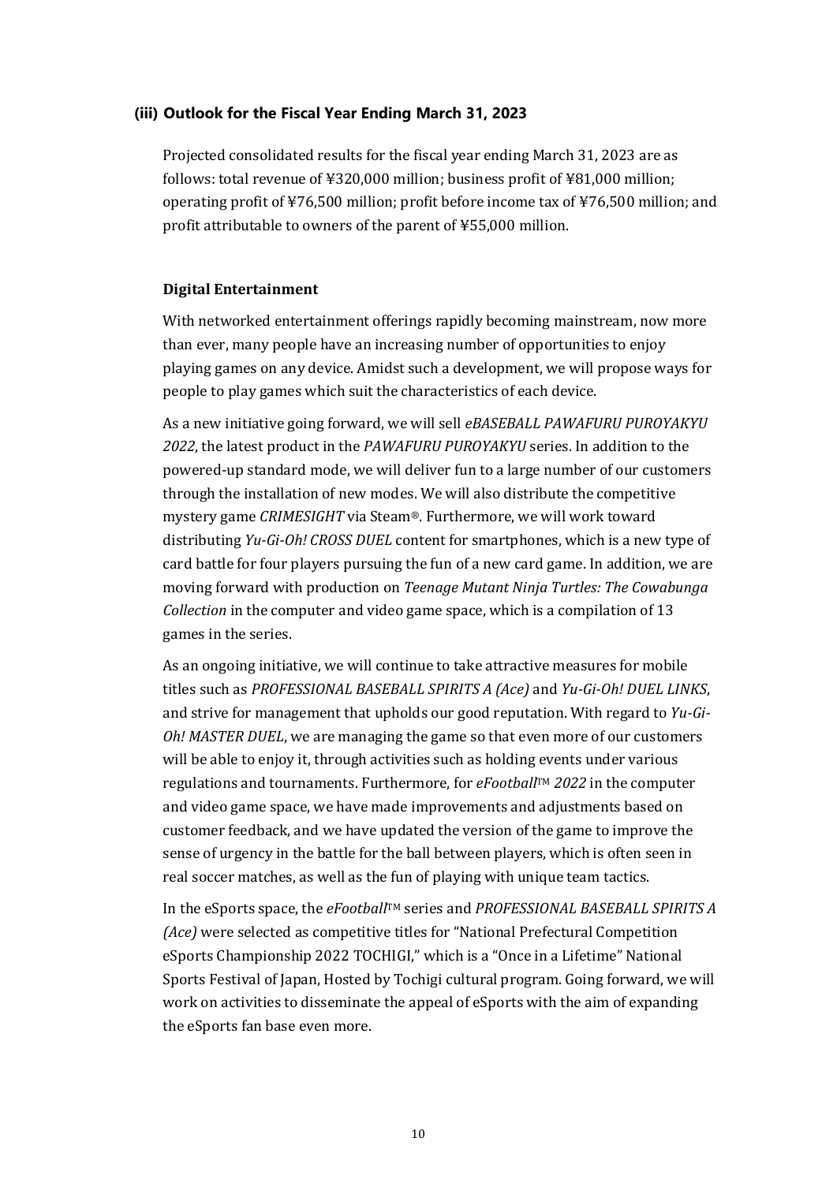### (iii) Outlook for the Fiscal Year Ending March 31, 2023

Projected consolidated results for the fiscal year ending March 31, 2023 are as follows: total revenue of ¥320,000 million; business profit of ¥81,000 million; operating profit of ¥76,500 million; profit before income tax of ¥76,500 million; and profit attributable to owners of the parent of ¥55,000 million.

**Digital Entertainment**

With networked entertainment offerings rapidly becoming mainstream, now more than ever, many people have an increasing number of opportunities to enjoy playing games on any device. Amidst such a development, we will propose ways for people to play games which suit the characteristics of each device.

As a new initiative going forward, we will sell *eBASEBALL PAWAFURU PUROYAKYU 2022*, the latest product in the *PAWAFURU PUROYAKYU* series. In addition to the powered-up standard mode, we will deliver fun to a large number of our customers through the installation of new modes. We will also distribute the competitive mystery game *CRIMESIGHT* via Steam®. Furthermore, we will work toward distributing *Yu-Gi-Oh! CROSS DUEL* content for smartphones, which is a new type of card battle for four players pursuing the fun of a new card game. In addition, we are moving forward with production on *Teenage Mutant Ninja Turtles: The Cowabunga Collection* in the computer and video game space, which is a compilation of 13 games in the series.

As an ongoing initiative, we will continue to take attractive measures for mobile titles such as *PROFESSIONAL BASEBALL SPIRITS A (Ace)* and *Yu-Gi-Oh! DUEL LINKS*, and strive for management that upholds our good reputation. With regard to *Yu-Gi-Oh! MASTER DUEL*, we are managing the game so that even more of our customers will be able to enjoy it, through activities such as holding events under various regulations and tournaments. Furthermore, for *eFootball™ 2022* in the computer and video game space, we have made improvements and adjustments based on customer feedback, and we have updated the version of the game to improve the sense of urgency in the battle for the ball between players, which is often seen in real soccer matches, as well as the fun of playing with unique team tactics.

In the eSports space, the *eFootball™* series and *PROFESSIONAL BASEBALL SPIRITS A (Ace)* were selected as competitive titles for "National Prefectural Competition eSports Championship 2022 TOCHIGI," which is a "Once in a Lifetime" National Sports Festival of Japan, Hosted by Tochigi cultural program. Going forward, we will work on activities to disseminate the appeal of eSports with the aim of expanding the eSports fan base even more.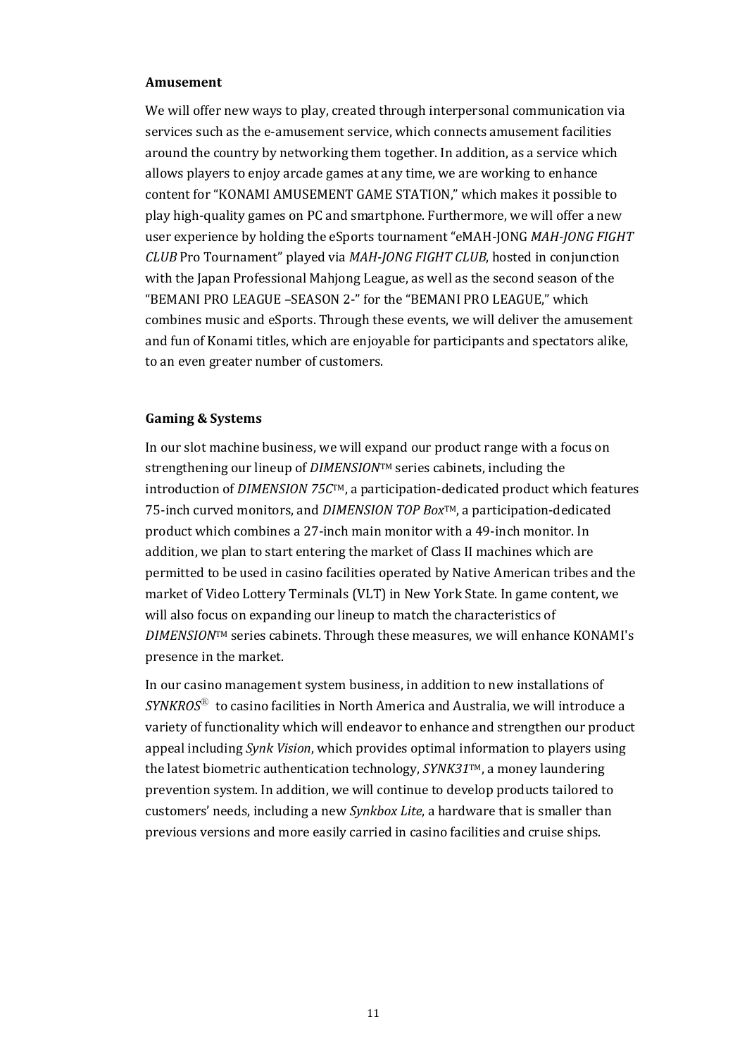**Amusement**

We will offer new ways to play, created through interpersonal communication via services such as the e-amusement service, which connects amusement facilities around the country by networking them together. In addition, as a service which allows players to enjoy arcade games at any time, we are working to enhance content for "KONAMI AMUSEMENT GAME STATION," which makes it possible to play high-quality games on PC and smartphone. Furthermore, we will offer a new user experience by holding the eSports tournament "eMAH-JONG *MAH-JONG FIGHT CLUB* Pro Tournament" played via *MAH-JONG FIGHT CLUB*, hosted in conjunction with the Japan Professional Mahjong League, as well as the second season of the "BEMANI PRO LEAGUE –SEASON 2-" for the "BEMANI PRO LEAGUE," which combines music and eSports. Through these events, we will deliver the amusement and fun of Konami titles, which are enjoyable for participants and spectators alike, to an even greater number of customers.

**Gaming & Systems**

In our slot machine business, we will expand our product range with a focus on strengthening our lineup of *DIMENSION*™ series cabinets, including the introduction of *DIMENSION 75C*™, a participation-dedicated product which features 75-inch curved monitors, and *DIMENSION TOP Box*™, a participation-dedicated product which combines a 27-inch main monitor with a 49-inch monitor. In addition, we plan to start entering the market of Class II machines which are permitted to be used in casino facilities operated by Native American tribes and the market of Video Lottery Terminals (VLT) in New York State. In game content, we will also focus on expanding our lineup to match the characteristics of *DIMENSION*™ series cabinets. Through these measures, we will enhance KONAMI's presence in the market.

In our casino management system business, in addition to new installations of *SYNKROS*® to casino facilities in North America and Australia, we will introduce a variety of functionality which will endeavor to enhance and strengthen our product appeal including *Synk Vision*, which provides optimal information to players using the latest biometric authentication technology, *SYNK31*™, a money laundering prevention system. In addition, we will continue to develop products tailored to customers' needs, including a new *Synkbox Lite*, a hardware that is smaller than previous versions and more easily carried in casino facilities and cruise ships.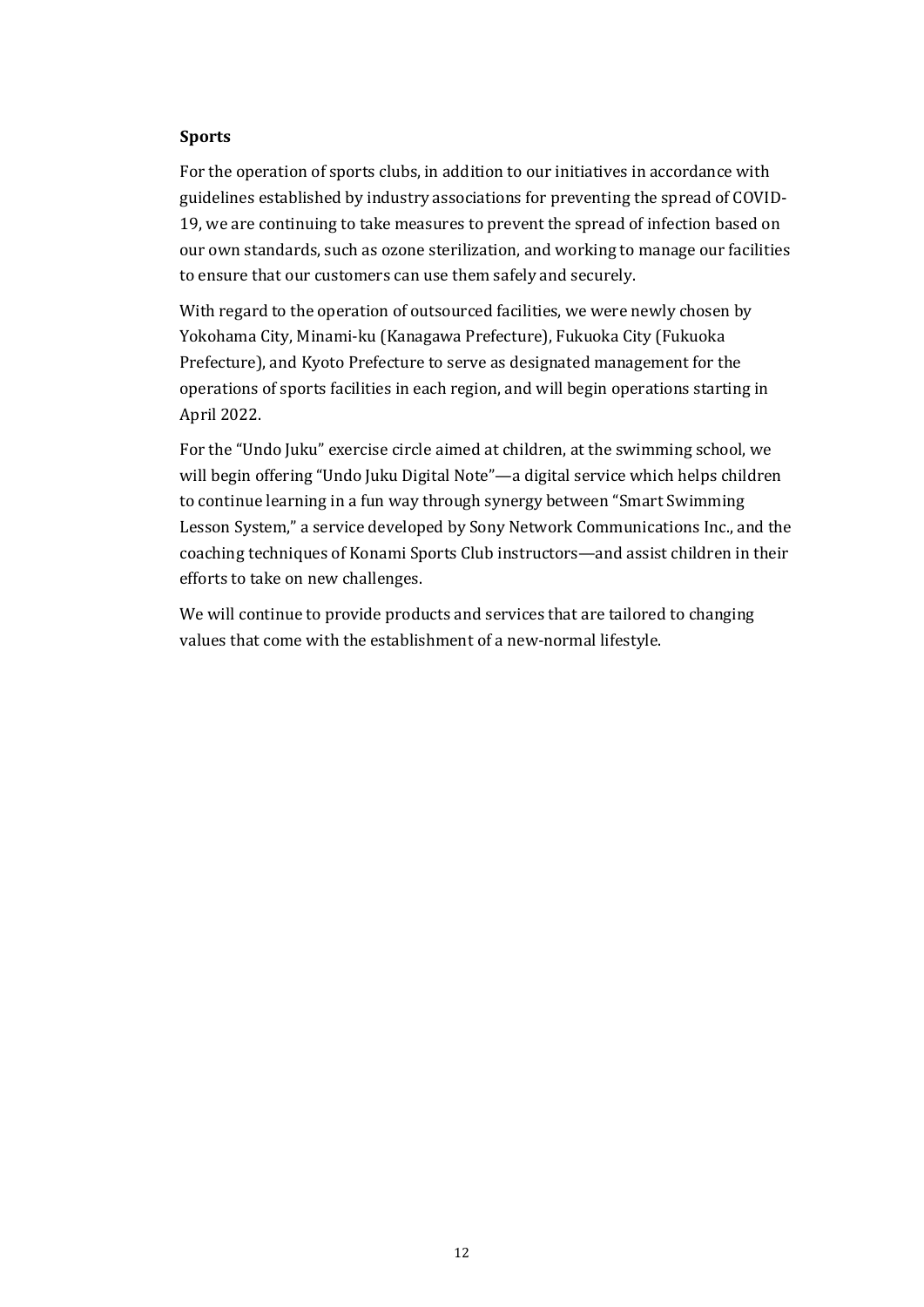**Sports**

For the operation of sports clubs, in addition to our initiatives in accordance with guidelines established by industry associations for preventing the spread of COVID-19, we are continuing to take measures to prevent the spread of infection based on our own standards, such as ozone sterilization, and working to manage our facilities to ensure that our customers can use them safely and securely.

With regard to the operation of outsourced facilities, we were newly chosen by Yokohama City, Minami-ku (Kanagawa Prefecture), Fukuoka City (Fukuoka Prefecture), and Kyoto Prefecture to serve as designated management for the operations of sports facilities in each region, and will begin operations starting in April 2022.

For the "Undo Juku" exercise circle aimed at children, at the swimming school, we will begin offering "Undo Juku Digital Note"—a digital service which helps children to continue learning in a fun way through synergy between "Smart Swimming Lesson System," a service developed by Sony Network Communications Inc., and the coaching techniques of Konami Sports Club instructors—and assist children in their efforts to take on new challenges.

We will continue to provide products and services that are tailored to changing values that come with the establishment of a new-normal lifestyle.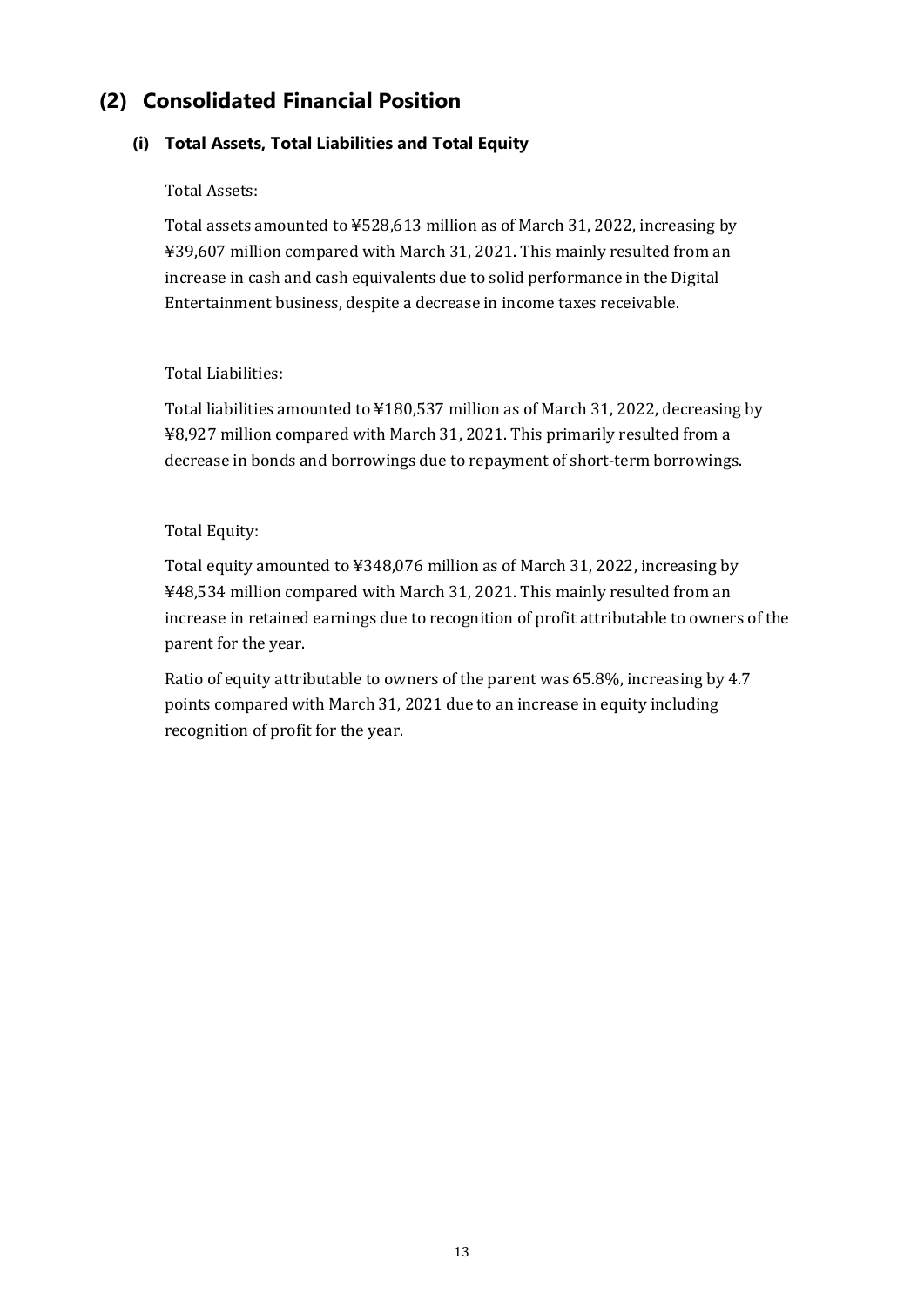## (2) Consolidated Financial Position

### (i) Total Assets, Total Liabilities and Total Equity

Total Assets:

Total assets amounted to ¥528,613 million as of March 31, 2022, increasing by ¥39,607 million compared with March 31, 2021. This mainly resulted from an increase in cash and cash equivalents due to solid performance in the Digital Entertainment business, despite a decrease in income taxes receivable.

Total Liabilities:

Total liabilities amounted to ¥180,537 million as of March 31, 2022, decreasing by ¥8,927 million compared with March 31, 2021. This primarily resulted from a decrease in bonds and borrowings due to repayment of short-term borrowings.

Total Equity:

Total equity amounted to ¥348,076 million as of March 31, 2022, increasing by ¥48,534 million compared with March 31, 2021. This mainly resulted from an increase in retained earnings due to recognition of profit attributable to owners of the parent for the year.

Ratio of equity attributable to owners of the parent was 65.8%, increasing by 4.7 points compared with March 31, 2021 due to an increase in equity including recognition of profit for the year.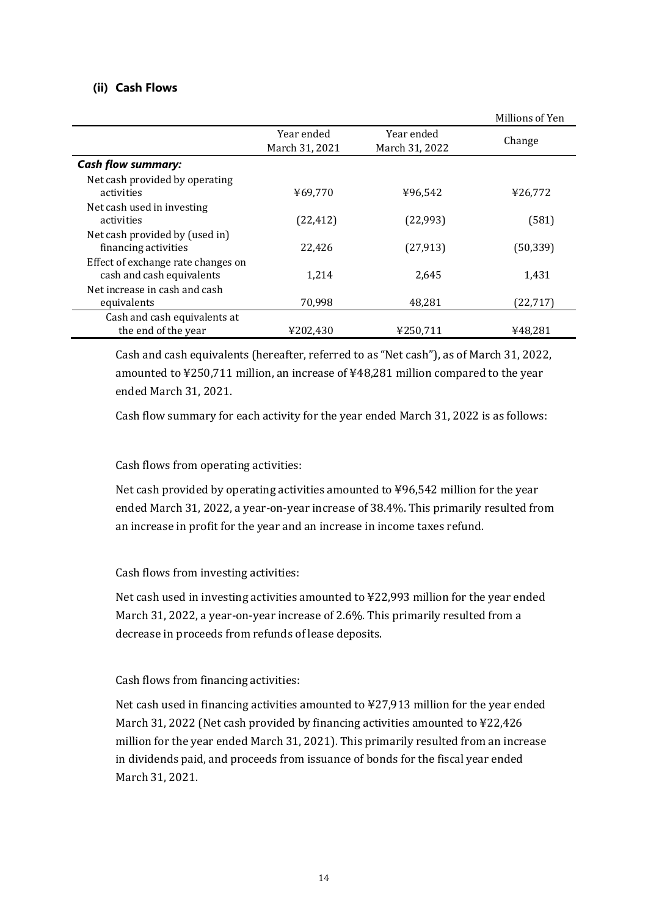### (ii) Cash Flows

Millions of Yen

| | Year ended March 31, 2021 | Year ended March 31, 2022 | Change |
|---|---|---|---|
| ***Cash flow summary:*** | | | |
| Net cash provided by operating activities | ¥69,770 | ¥96,542 | ¥26,772 |
| Net cash used in investing activities | (22,412) | (22,993) | (581) |
| Net cash provided by (used in) financing activities | 22,426 | (27,913) | (50,339) |
| Effect of exchange rate changes on cash and cash equivalents | 1,214 | 2,645 | 1,431 |
| Net increase in cash and cash equivalents | 70,998 | 48,281 | (22,717) |
| Cash and cash equivalents at the end of the year | ¥202,430 | ¥250,711 | ¥48,281 |

Cash and cash equivalents (hereafter, referred to as "Net cash"), as of March 31, 2022, amounted to ¥250,711 million, an increase of ¥48,281 million compared to the year ended March 31, 2021.

Cash flow summary for each activity for the year ended March 31, 2022 is as follows:

Cash flows from operating activities:

Net cash provided by operating activities amounted to ¥96,542 million for the year ended March 31, 2022, a year-on-year increase of 38.4%. This primarily resulted from an increase in profit for the year and an increase in income taxes refund.

Cash flows from investing activities:

Net cash used in investing activities amounted to ¥22,993 million for the year ended March 31, 2022, a year-on-year increase of 2.6%. This primarily resulted from a decrease in proceeds from refunds of lease deposits.

Cash flows from financing activities:

Net cash used in financing activities amounted to ¥27,913 million for the year ended March 31, 2022 (Net cash provided by financing activities amounted to ¥22,426 million for the year ended March 31, 2021). This primarily resulted from an increase in dividends paid, and proceeds from issuance of bonds for the fiscal year ended March 31, 2021.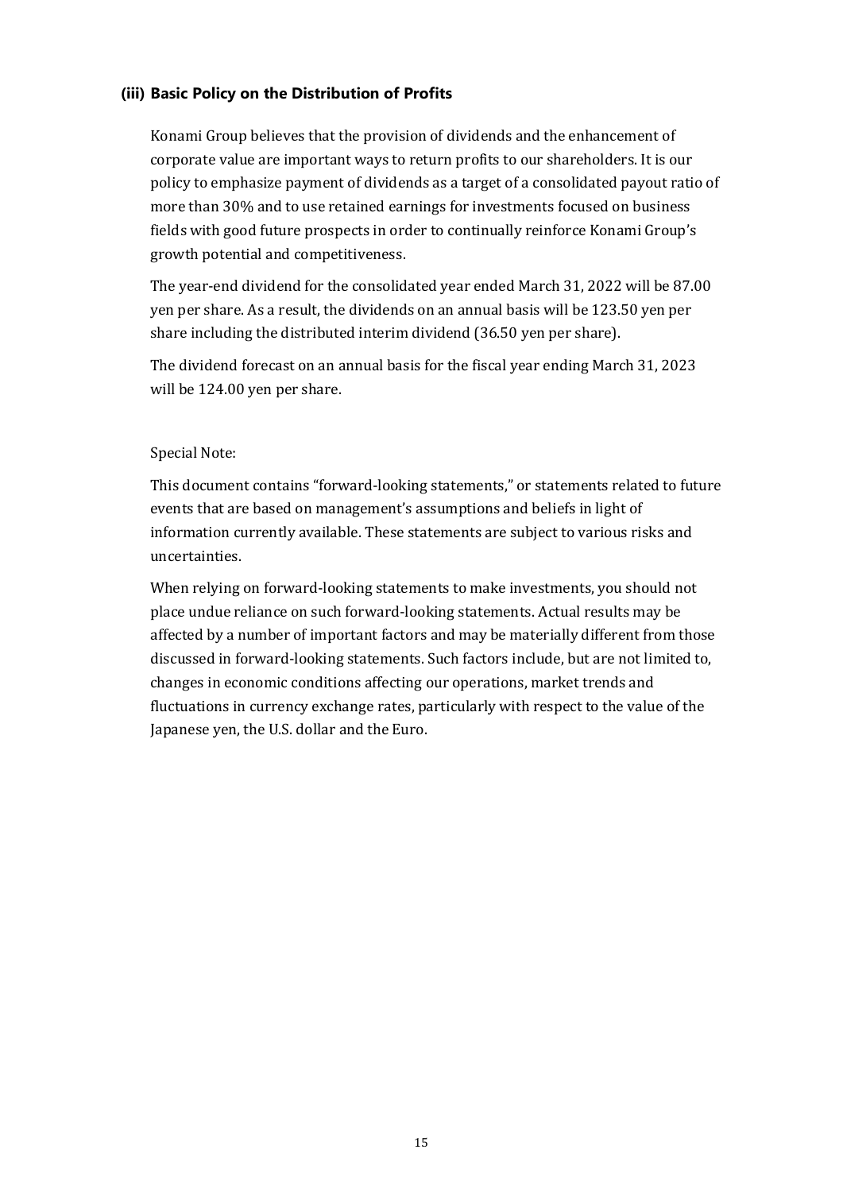#### (iii) Basic Policy on the Distribution of Profits

Konami Group believes that the provision of dividends and the enhancement of corporate value are important ways to return profits to our shareholders. It is our policy to emphasize payment of dividends as a target of a consolidated payout ratio of more than 30% and to use retained earnings for investments focused on business fields with good future prospects in order to continually reinforce Konami Group's growth potential and competitiveness.

The year-end dividend for the consolidated year ended March 31, 2022 will be 87.00 yen per share. As a result, the dividends on an annual basis will be 123.50 yen per share including the distributed interim dividend (36.50 yen per share).

The dividend forecast on an annual basis for the fiscal year ending March 31, 2023 will be 124.00 yen per share.

Special Note:

This document contains "forward-looking statements," or statements related to future events that are based on management's assumptions and beliefs in light of information currently available. These statements are subject to various risks and uncertainties.

When relying on forward-looking statements to make investments, you should not place undue reliance on such forward-looking statements. Actual results may be affected by a number of important factors and may be materially different from those discussed in forward-looking statements. Such factors include, but are not limited to, changes in economic conditions affecting our operations, market trends and fluctuations in currency exchange rates, particularly with respect to the value of the Japanese yen, the U.S. dollar and the Euro.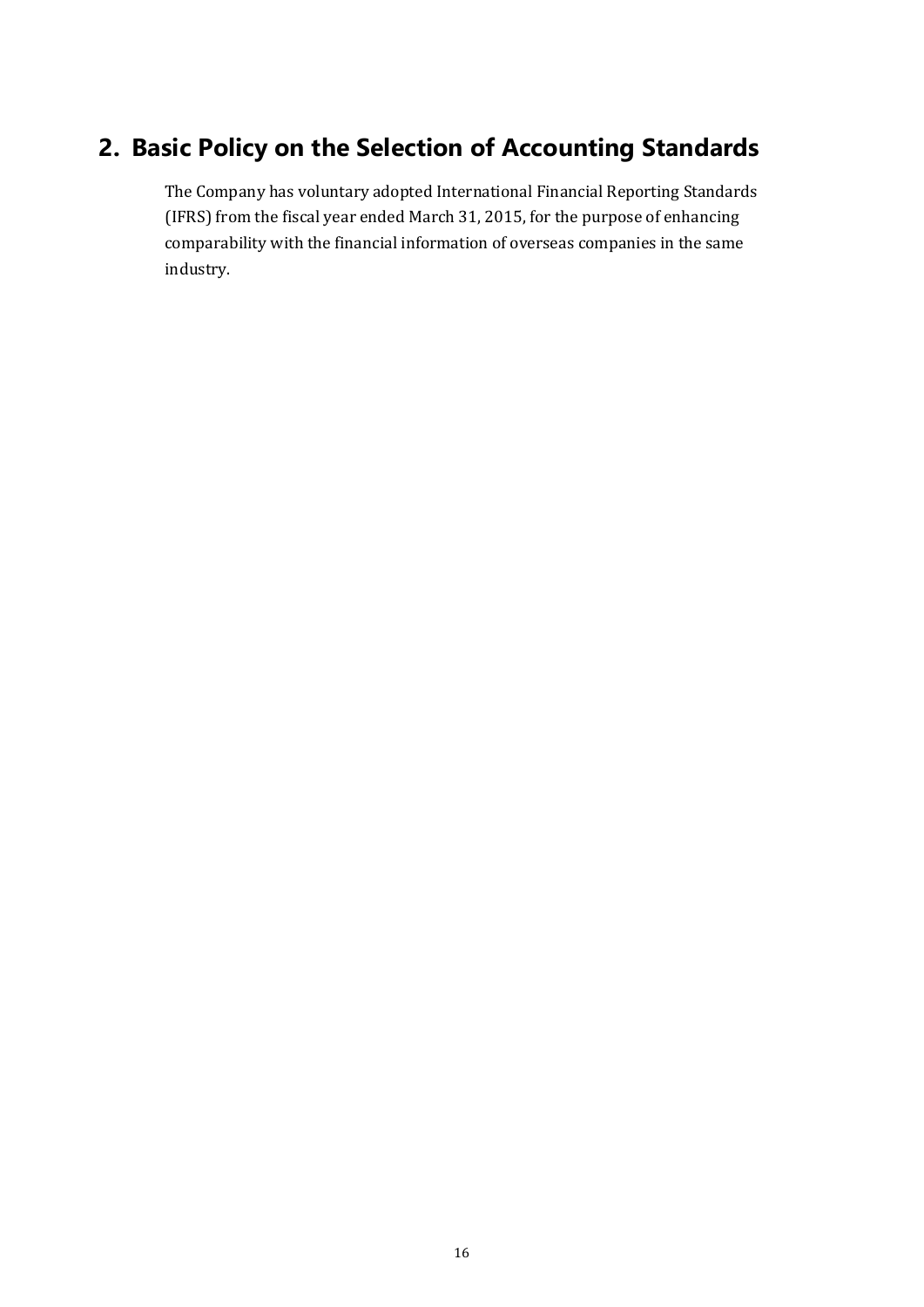## 2. Basic Policy on the Selection of Accounting Standards

The Company has voluntary adopted International Financial Reporting Standards (IFRS) from the fiscal year ended March 31, 2015, for the purpose of enhancing comparability with the financial information of overseas companies in the same industry.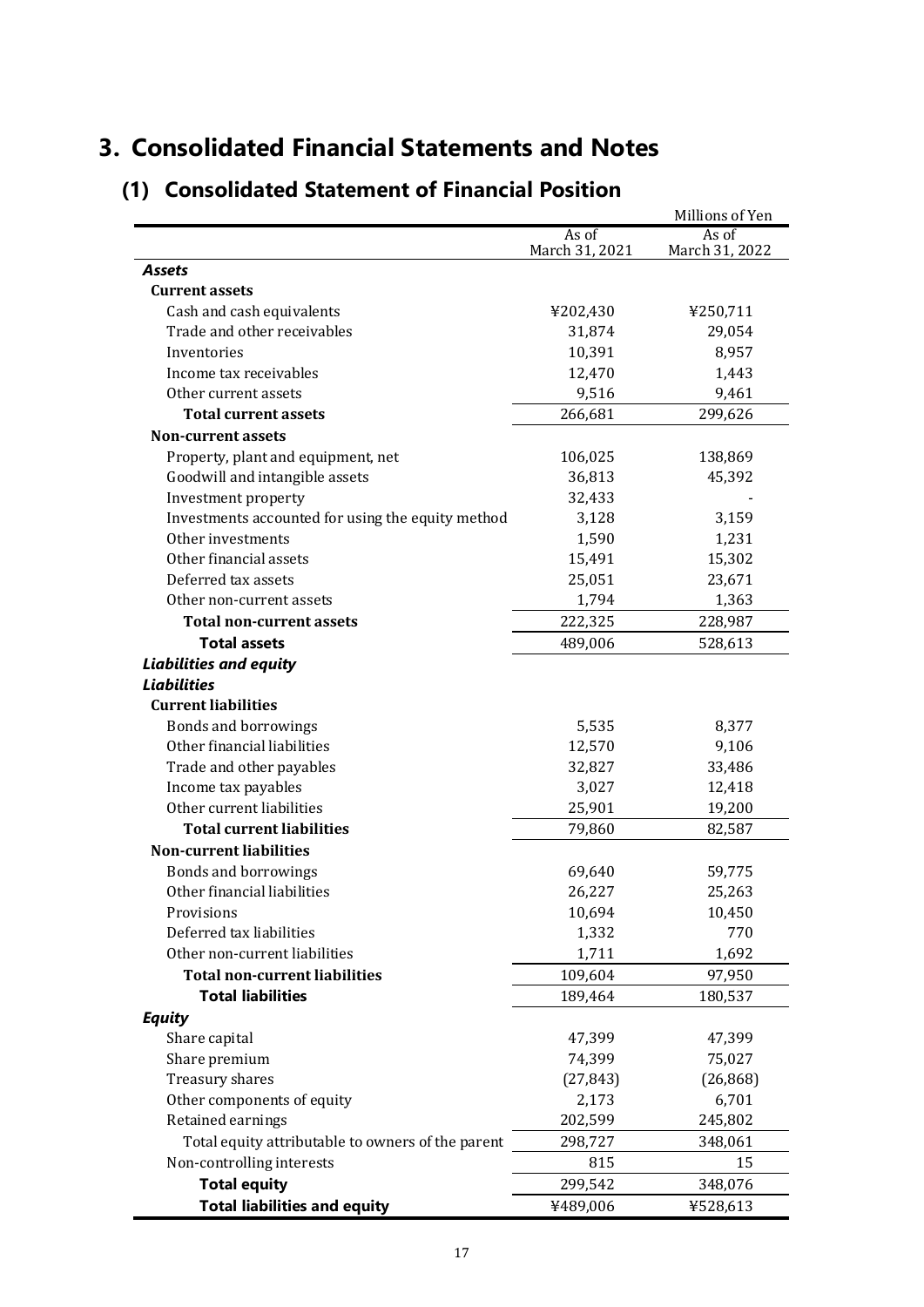# 3. Consolidated Financial Statements and Notes

## (1) Consolidated Statement of Financial Position

Millions of Yen

| | As of March 31, 2021 | As of March 31, 2022 |
|---|---|---|
| ***Assets*** | | |
| **Current assets** | | |
| Cash and cash equivalents | ¥202,430 | ¥250,711 |
| Trade and other receivables | 31,874 | 29,054 |
| Inventories | 10,391 | 8,957 |
| Income tax receivables | 12,470 | 1,443 |
| Other current assets | 9,516 | 9,461 |
| **Total current assets** | 266,681 | 299,626 |
| **Non-current assets** | | |
| Property, plant and equipment, net | 106,025 | 138,869 |
| Goodwill and intangible assets | 36,813 | 45,392 |
| Investment property | 32,433 | - |
| Investments accounted for using the equity method | 3,128 | 3,159 |
| Other investments | 1,590 | 1,231 |
| Other financial assets | 15,491 | 15,302 |
| Deferred tax assets | 25,051 | 23,671 |
| Other non-current assets | 1,794 | 1,363 |
| **Total non-current assets** | 222,325 | 228,987 |
| **Total assets** | 489,006 | 528,613 |
| ***Liabilities and equity*** | | |
| ***Liabilities*** | | |
| **Current liabilities** | | |
| Bonds and borrowings | 5,535 | 8,377 |
| Other financial liabilities | 12,570 | 9,106 |
| Trade and other payables | 32,827 | 33,486 |
| Income tax payables | 3,027 | 12,418 |
| Other current liabilities | 25,901 | 19,200 |
| **Total current liabilities** | 79,860 | 82,587 |
| **Non-current liabilities** | | |
| Bonds and borrowings | 69,640 | 59,775 |
| Other financial liabilities | 26,227 | 25,263 |
| Provisions | 10,694 | 10,450 |
| Deferred tax liabilities | 1,332 | 770 |
| Other non-current liabilities | 1,711 | 1,692 |
| **Total non-current liabilities** | 109,604 | 97,950 |
| **Total liabilities** | 189,464 | 180,537 |
| ***Equity*** | | |
| Share capital | 47,399 | 47,399 |
| Share premium | 74,399 | 75,027 |
| Treasury shares | (27,843) | (26,868) |
| Other components of equity | 2,173 | 6,701 |
| Retained earnings | 202,599 | 245,802 |
| Total equity attributable to owners of the parent | 298,727 | 348,061 |
| Non-controlling interests | 815 | 15 |
| **Total equity** | 299,542 | 348,076 |
| **Total liabilities and equity** | ¥489,006 | ¥528,613 |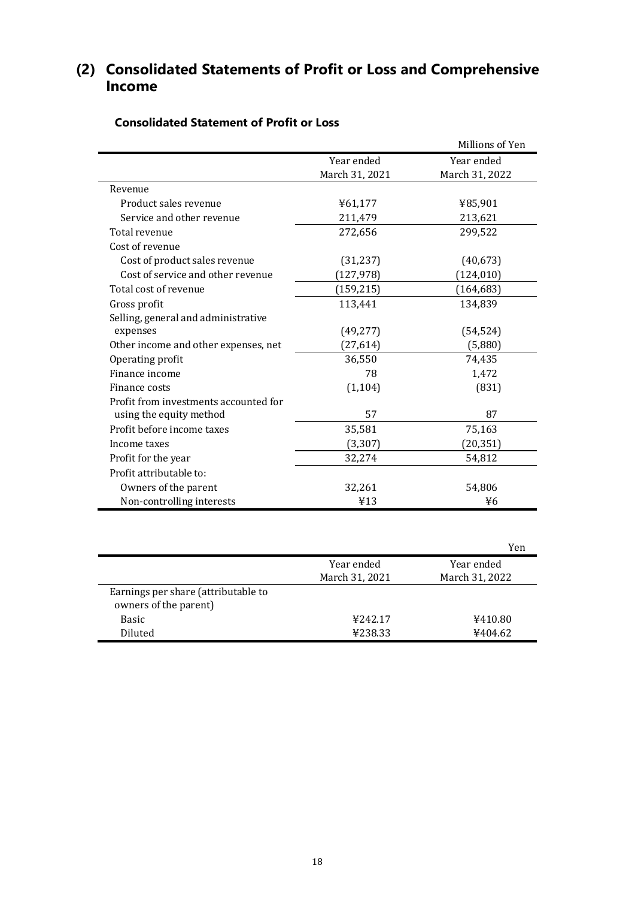## (2) Consolidated Statements of Profit or Loss and Comprehensive Income

### Consolidated Statement of Profit or Loss

Millions of Yen

| | Year ended March 31, 2021 | Year ended March 31, 2022 |
|---|---|---|
| Revenue | | |
| Product sales revenue | ¥61,177 | ¥85,901 |
| Service and other revenue | 211,479 | 213,621 |
| Total revenue | 272,656 | 299,522 |
| Cost of revenue | | |
| Cost of product sales revenue | (31,237) | (40,673) |
| Cost of service and other revenue | (127,978) | (124,010) |
| Total cost of revenue | (159,215) | (164,683) |
| Gross profit | 113,441 | 134,839 |
| Selling, general and administrative expenses | (49,277) | (54,524) |
| Other income and other expenses, net | (27,614) | (5,880) |
| Operating profit | 36,550 | 74,435 |
| Finance income | 78 | 1,472 |
| Finance costs | (1,104) | (831) |
| Profit from investments accounted for using the equity method | 57 | 87 |
| Profit before income taxes | 35,581 | 75,163 |
| Income taxes | (3,307) | (20,351) |
| Profit for the year | 32,274 | 54,812 |
| Profit attributable to: | | |
| Owners of the parent | 32,261 | 54,806 |
| Non-controlling interests | ¥13 | ¥6 |

Yen

| | Year ended March 31, 2021 | Year ended March 31, 2022 |
|---|---|---|
| Earnings per share (attributable to owners of the parent) | | |
| Basic | ¥242.17 | ¥410.80 |
| Diluted | ¥238.33 | ¥404.62 |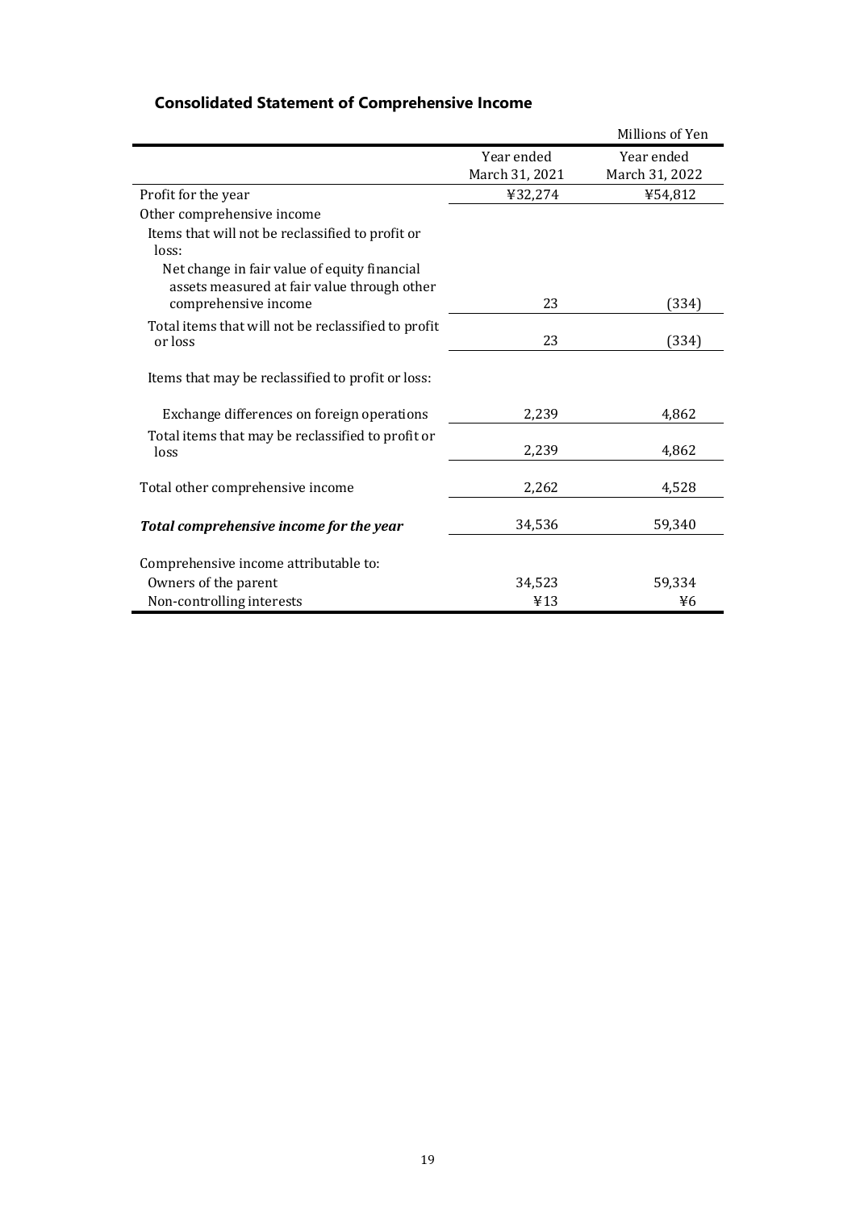## Consolidated Statement of Comprehensive Income

| | | Millions of Yen |
|---|---|---|
| | Year ended March 31, 2021 | Year ended March 31, 2022 |
| Profit for the year | ¥32,274 | ¥54,812 |
| Other comprehensive income | | |
| Items that will not be reclassified to profit or loss: | | |
| Net change in fair value of equity financial assets measured at fair value through other comprehensive income | 23 | (334) |
| Total items that will not be reclassified to profit or loss | 23 | (334) |
| Items that may be reclassified to profit or loss: | | |
| Exchange differences on foreign operations | 2,239 | 4,862 |
| Total items that may be reclassified to profit or loss | 2,239 | 4,862 |
| Total other comprehensive income | 2,262 | 4,528 |
| ***Total comprehensive income for the year*** | 34,536 | 59,340 |
| Comprehensive income attributable to: | | |
| Owners of the parent | 34,523 | 59,334 |
| Non-controlling interests | ¥13 | ¥6 |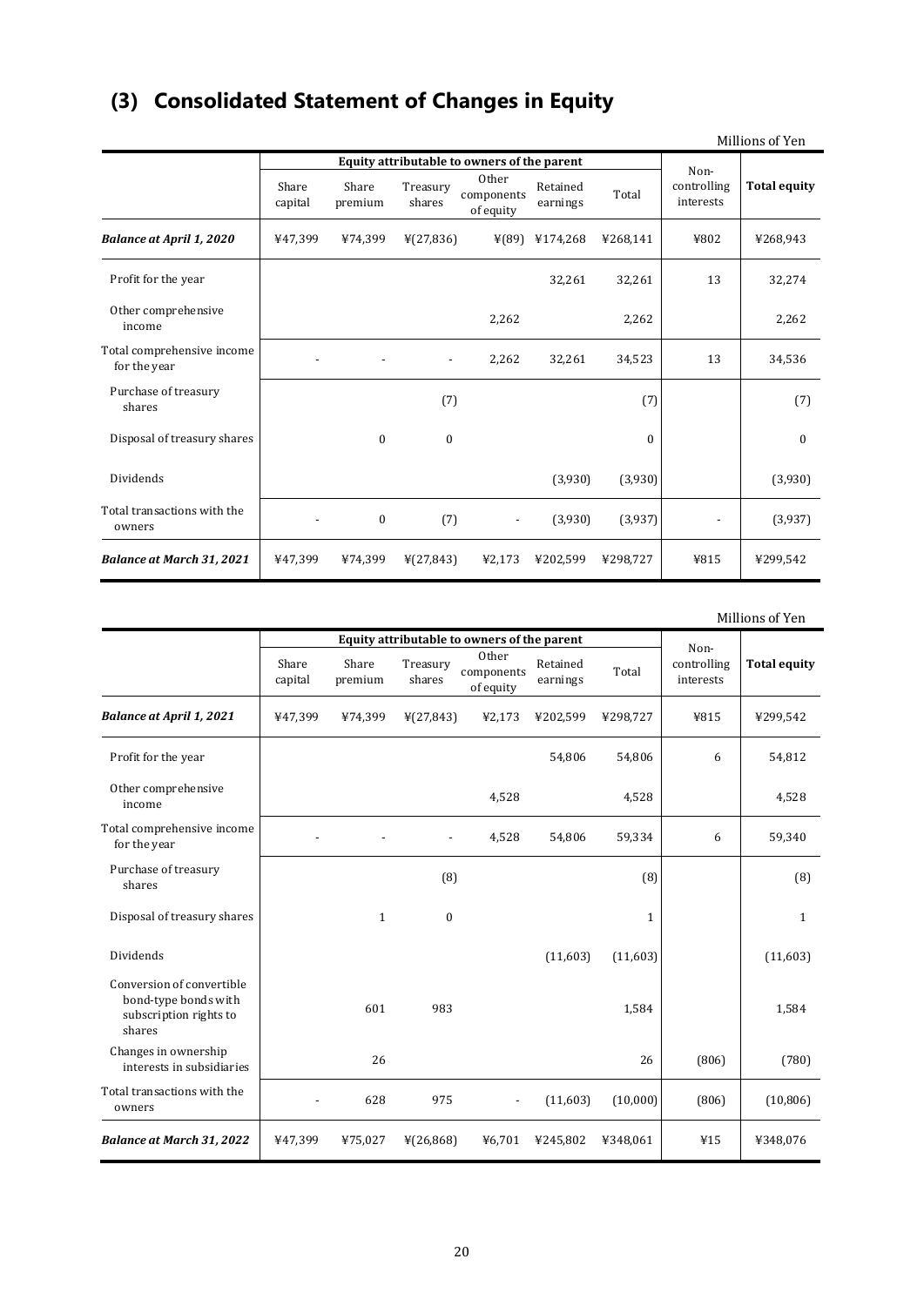# (3) Consolidated Statement of Changes in Equity

Millions of Yen

| | Equity attributable to owners of the parent | | | | | | Non-controlling interests | Total equity |
|---|---|---|---|---|---|---|---|---|
| | Share capital | Share premium | Treasury shares | Other components of equity | Retained earnings | Total | | |
| ***Balance at April 1, 2020*** | ¥47,399 | ¥74,399 | ¥(27,836) | ¥(89) | ¥174,268 | ¥268,141 | ¥802 | ¥268,943 |
| Profit for the year | | | | | 32,261 | 32,261 | 13 | 32,274 |
| Other comprehensive income | | | | 2,262 | | 2,262 | | 2,262 |
| Total comprehensive income for the year | - | - | - | 2,262 | 32,261 | 34,523 | 13 | 34,536 |
| Purchase of treasury shares | | | (7) | | | (7) | | (7) |
| Disposal of treasury shares | | 0 | 0 | | | 0 | | 0 |
| Dividends | | | | | (3,930) | (3,930) | | (3,930) |
| Total transactions with the owners | - | 0 | (7) | - | (3,930) | (3,937) | - | (3,937) |
| ***Balance at March 31, 2021*** | ¥47,399 | ¥74,399 | ¥(27,843) | ¥2,173 | ¥202,599 | ¥298,727 | ¥815 | ¥299,542 |

Millions of Yen

| | Equity attributable to owners of the parent | | | | | | Non-controlling interests | Total equity |
|---|---|---|---|---|---|---|---|---|
| | Share capital | Share premium | Treasury shares | Other components of equity | Retained earnings | Total | | |
| ***Balance at April 1, 2021*** | ¥47,399 | ¥74,399 | ¥(27,843) | ¥2,173 | ¥202,599 | ¥298,727 | ¥815 | ¥299,542 |
| Profit for the year | | | | | 54,806 | 54,806 | 6 | 54,812 |
| Other comprehensive income | | | | 4,528 | | 4,528 | | 4,528 |
| Total comprehensive income for the year | - | - | - | 4,528 | 54,806 | 59,334 | 6 | 59,340 |
| Purchase of treasury shares | | | (8) | | | (8) | | (8) |
| Disposal of treasury shares | | 1 | 0 | | | 1 | | 1 |
| Dividends | | | | | (11,603) | (11,603) | | (11,603) |
| Conversion of convertible bond-type bonds with subscription rights to shares | | 601 | 983 | | | 1,584 | | 1,584 |
| Changes in ownership interests in subsidiaries | | 26 | | | | 26 | (806) | (780) |
| Total transactions with the owners | - | 628 | 975 | - | (11,603) | (10,000) | (806) | (10,806) |
| ***Balance at March 31, 2022*** | ¥47,399 | ¥75,027 | ¥(26,868) | ¥6,701 | ¥245,802 | ¥348,061 | ¥15 | ¥348,076 |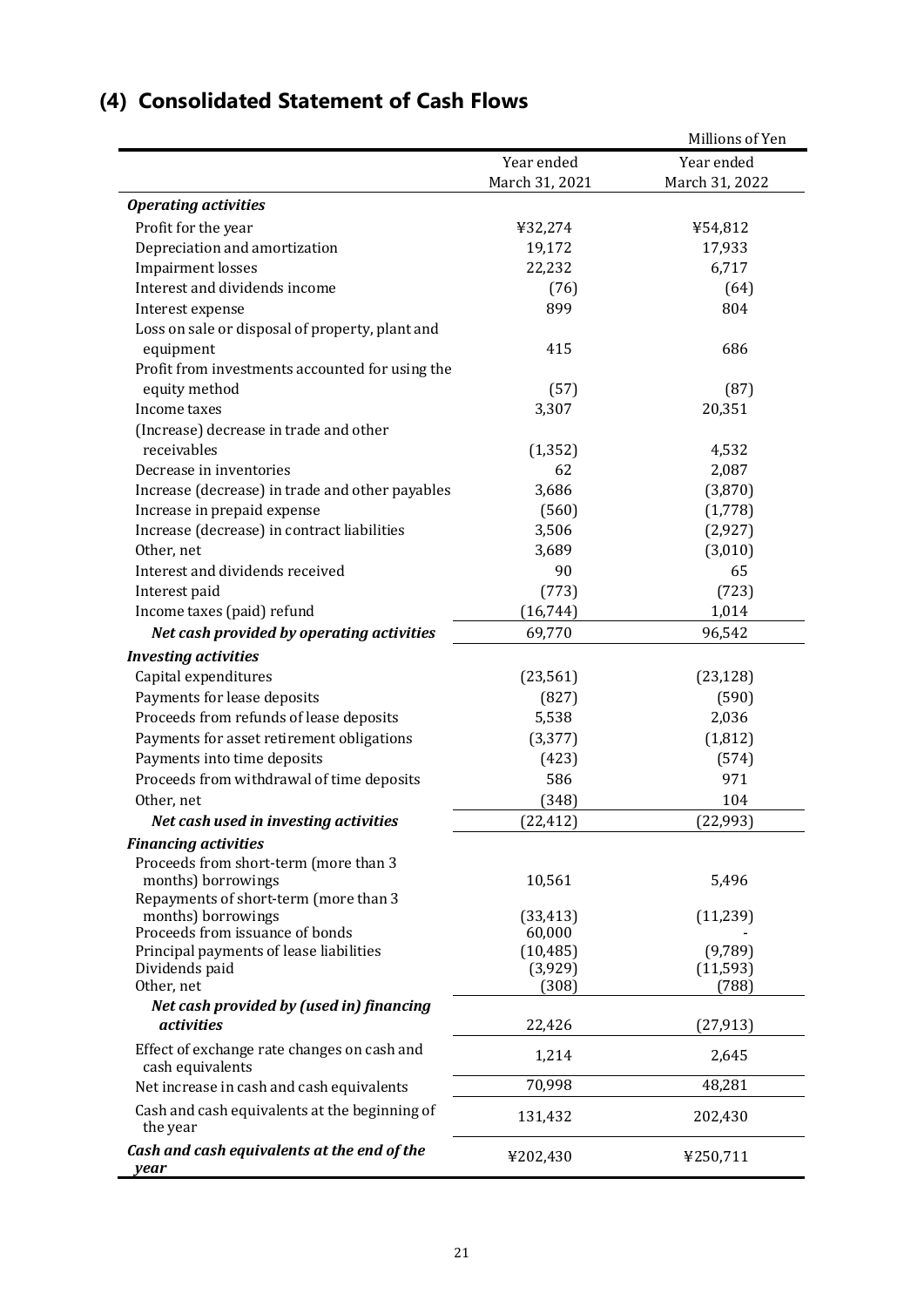## (4) Consolidated Statement of Cash Flows

Millions of Yen

| | Year ended March 31, 2021 | Year ended March 31, 2022 |
|---|---|---|
| ***Operating activities*** | | |
| Profit for the year | ¥32,274 | ¥54,812 |
| Depreciation and amortization | 19,172 | 17,933 |
| Impairment losses | 22,232 | 6,717 |
| Interest and dividends income | (76) | (64) |
| Interest expense | 899 | 804 |
| Loss on sale or disposal of property, plant and equipment | 415 | 686 |
| Profit from investments accounted for using the equity method | (57) | (87) |
| Income taxes | 3,307 | 20,351 |
| (Increase) decrease in trade and other receivables | (1,352) | 4,532 |
| Decrease in inventories | 62 | 2,087 |
| Increase (decrease) in trade and other payables | 3,686 | (3,870) |
| Increase in prepaid expense | (560) | (1,778) |
| Increase (decrease) in contract liabilities | 3,506 | (2,927) |
| Other, net | 3,689 | (3,010) |
| Interest and dividends received | 90 | 65 |
| Interest paid | (773) | (723) |
| Income taxes (paid) refund | (16,744) | 1,014 |
| ***Net cash provided by operating activities*** | 69,770 | 96,542 |
| ***Investing activities*** | | |
| Capital expenditures | (23,561) | (23,128) |
| Payments for lease deposits | (827) | (590) |
| Proceeds from refunds of lease deposits | 5,538 | 2,036 |
| Payments for asset retirement obligations | (3,377) | (1,812) |
| Payments into time deposits | (423) | (574) |
| Proceeds from withdrawal of time deposits | 586 | 971 |
| Other, net | (348) | 104 |
| ***Net cash used in investing activities*** | (22,412) | (22,993) |
| ***Financing activities*** | | |
| Proceeds from short-term (more than 3 months) borrowings | 10,561 | 5,496 |
| Repayments of short-term (more than 3 months) borrowings | (33,413) | (11,239) |
| Proceeds from issuance of bonds | 60,000 | - |
| Principal payments of lease liabilities | (10,485) | (9,789) |
| Dividends paid | (3,929) | (11,593) |
| Other, net | (308) | (788) |
| ***Net cash provided by (used in) financing activities*** | 22,426 | (27,913) |
| Effect of exchange rate changes on cash and cash equivalents | 1,214 | 2,645 |
| Net increase in cash and cash equivalents | 70,998 | 48,281 |
| Cash and cash equivalents at the beginning of the year | 131,432 | 202,430 |
| ***Cash and cash equivalents at the end of the year*** | ¥202,430 | ¥250,711 |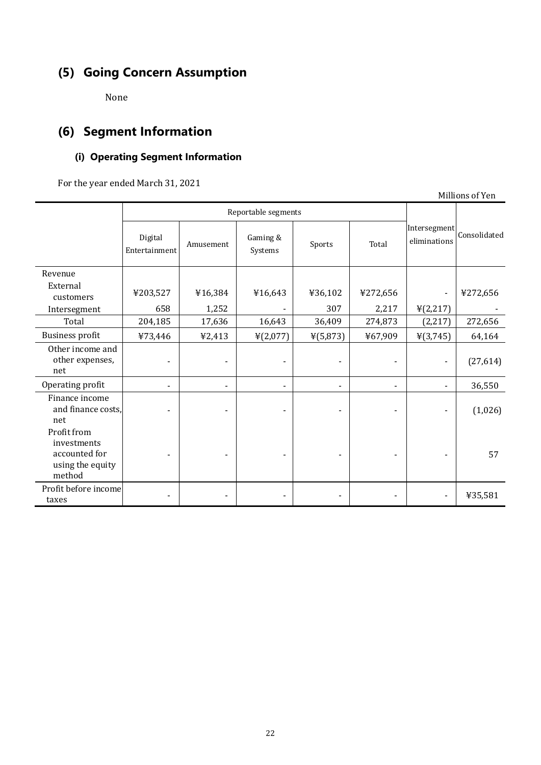## (5) Going Concern Assumption

None

## (6) Segment Information

### (i) Operating Segment Information

For the year ended March 31, 2021

Millions of Yen

| | Reportable segments | | | | | Intersegment eliminations | Consolidated |
|---|---|---|---|---|---|---|---|
| | Digital Entertainment | Amusement | Gaming & Systems | Sports | Total | | |
| Revenue | | | | | | | |
| External customers | ¥203,527 | ¥16,384 | ¥16,643 | ¥36,102 | ¥272,656 | - | ¥272,656 |
| Intersegment | 658 | 1,252 | - | 307 | 2,217 | ¥(2,217) | - |
| Total | 204,185 | 17,636 | 16,643 | 36,409 | 274,873 | (2,217) | 272,656 |
| Business profit | ¥73,446 | ¥2,413 | ¥(2,077) | ¥(5,873) | ¥67,909 | ¥(3,745) | 64,164 |
| Other income and other expenses, net | - | - | - | - | - | - | (27,614) |
| Operating profit | - | - | - | - | - | - | 36,550 |
| Finance income and finance costs, net | - | - | - | - | - | - | (1,026) |
| Profit from investments accounted for using the equity method | - | - | - | - | - | - | 57 |
| Profit before income taxes | - | - | - | - | - | - | ¥35,581 |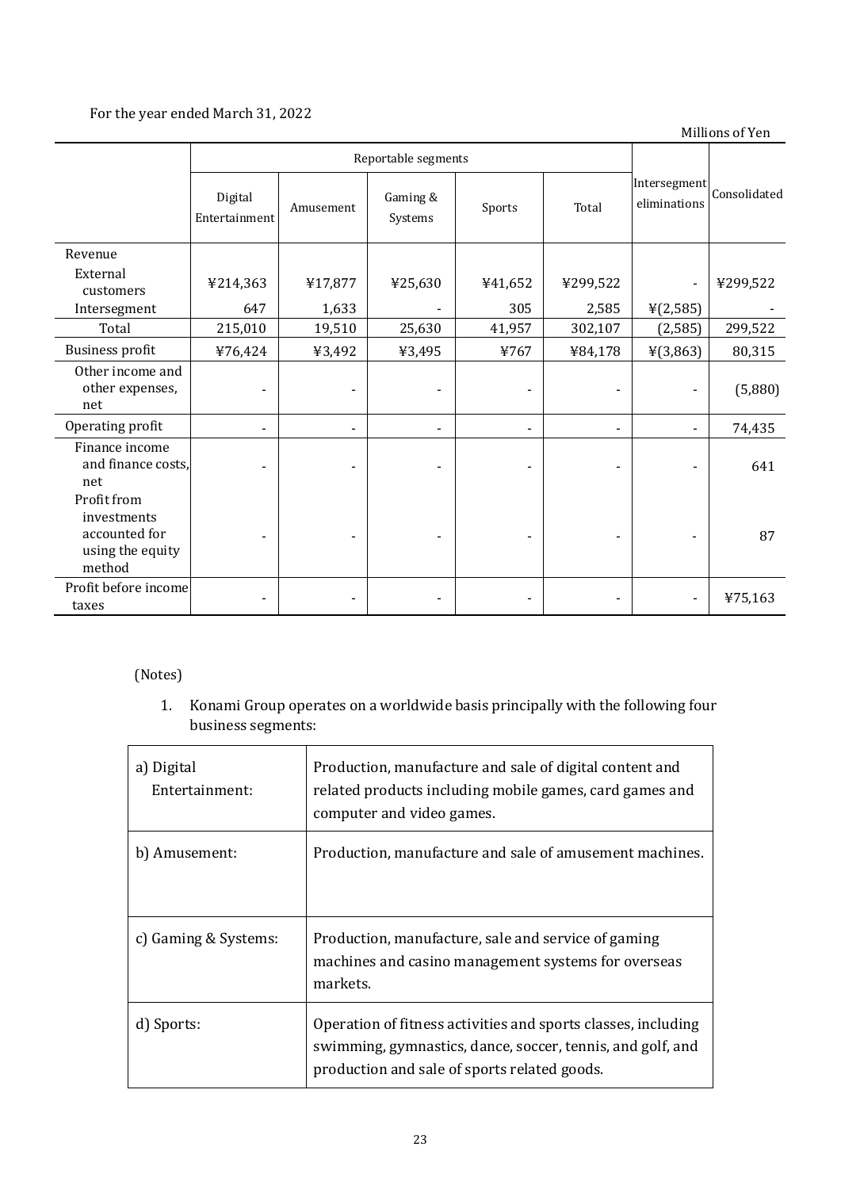For the year ended March 31, 2022

Millions of Yen

| | Reportable segments | | | | | Intersegment eliminations | Consolidated |
|---|---|---|---|---|---|---|---|
| | Digital Entertainment | Amusement | Gaming & Systems | Sports | Total | | |
| Revenue | | | | | | | |
| External customers | ¥214,363 | ¥17,877 | ¥25,630 | ¥41,652 | ¥299,522 | - | ¥299,522 |
| Intersegment | 647 | 1,633 | - | 305 | 2,585 | ¥(2,585) | - |
| Total | 215,010 | 19,510 | 25,630 | 41,957 | 302,107 | (2,585) | 299,522 |
| Business profit | ¥76,424 | ¥3,492 | ¥3,495 | ¥767 | ¥84,178 | ¥(3,863) | 80,315 |
| Other income and other expenses, net | - | - | - | - | - | - | (5,880) |
| Operating profit | - | - | - | - | - | - | 74,435 |
| Finance income and finance costs, net | - | - | - | - | - | - | 641 |
| Profit from investments accounted for using the equity method | - | - | - | - | - | - | 87 |
| Profit before income taxes | - | - | - | - | - | - | ¥75,163 |

(Notes)

1. Konami Group operates on a worldwide basis principally with the following four business segments:

| | |
|---|---|
| a) Digital Entertainment: | Production, manufacture and sale of digital content and related products including mobile games, card games and computer and video games. |
| b) Amusement: | Production, manufacture and sale of amusement machines. |
| c) Gaming & Systems: | Production, manufacture, sale and service of gaming machines and casino management systems for overseas markets. |
| d) Sports: | Operation of fitness activities and sports classes, including swimming, gymnastics, dance, soccer, tennis, and golf, and production and sale of sports related goods. |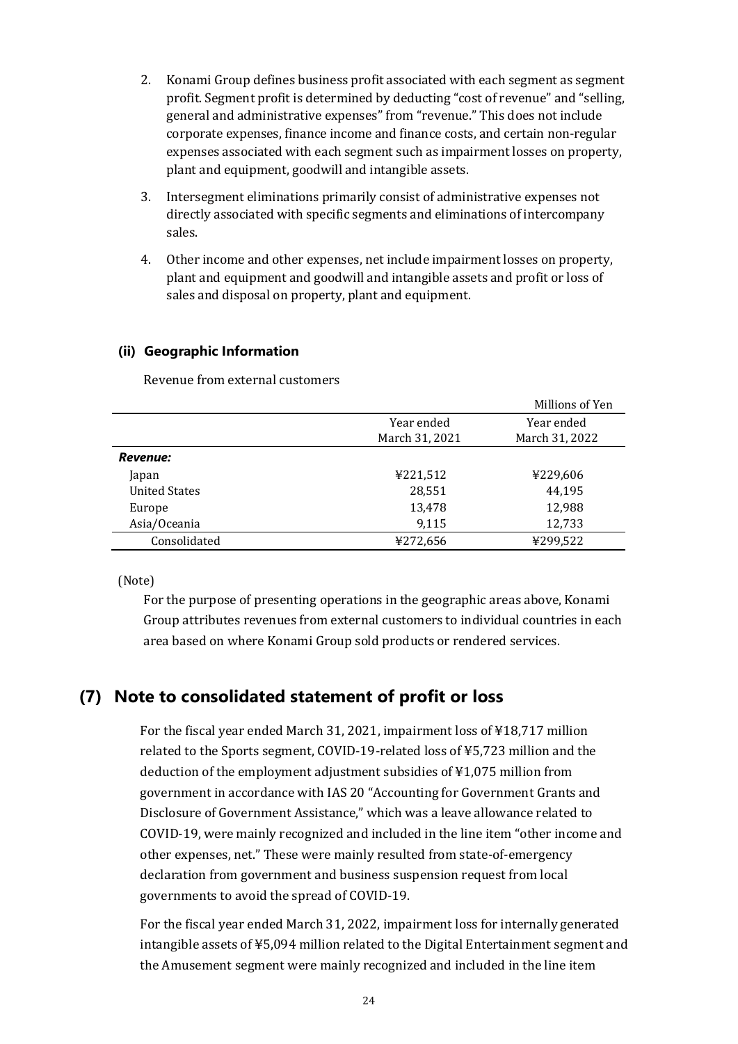2. Konami Group defines business profit associated with each segment as segment profit. Segment profit is determined by deducting "cost of revenue" and "selling, general and administrative expenses" from "revenue." This does not include corporate expenses, finance income and finance costs, and certain non-regular expenses associated with each segment such as impairment losses on property, plant and equipment, goodwill and intangible assets.

3. Intersegment eliminations primarily consist of administrative expenses not directly associated with specific segments and eliminations of intercompany sales.

4. Other income and other expenses, net include impairment losses on property, plant and equipment and goodwill and intangible assets and profit or loss of sales and disposal on property, plant and equipment.

#### (ii) Geographic Information

Revenue from external customers

Millions of Yen

| | Year ended March 31, 2021 | Year ended March 31, 2022 |
|---|---|---|
| ***Revenue:*** | | |
| Japan | ¥221,512 | ¥229,606 |
| United States | 28,551 | 44,195 |
| Europe | 13,478 | 12,988 |
| Asia/Oceania | 9,115 | 12,733 |
| Consolidated | ¥272,656 | ¥299,522 |

(Note)

For the purpose of presenting operations in the geographic areas above, Konami Group attributes revenues from external customers to individual countries in each area based on where Konami Group sold products or rendered services.

## (7) Note to consolidated statement of profit or loss

For the fiscal year ended March 31, 2021, impairment loss of ¥18,717 million related to the Sports segment, COVID-19-related loss of ¥5,723 million and the deduction of the employment adjustment subsidies of ¥1,075 million from government in accordance with IAS 20 "Accounting for Government Grants and Disclosure of Government Assistance," which was a leave allowance related to COVID-19, were mainly recognized and included in the line item "other income and other expenses, net." These were mainly resulted from state-of-emergency declaration from government and business suspension request from local governments to avoid the spread of COVID-19.

For the fiscal year ended March 31, 2022, impairment loss for internally generated intangible assets of ¥5,094 million related to the Digital Entertainment segment and the Amusement segment were mainly recognized and included in the line item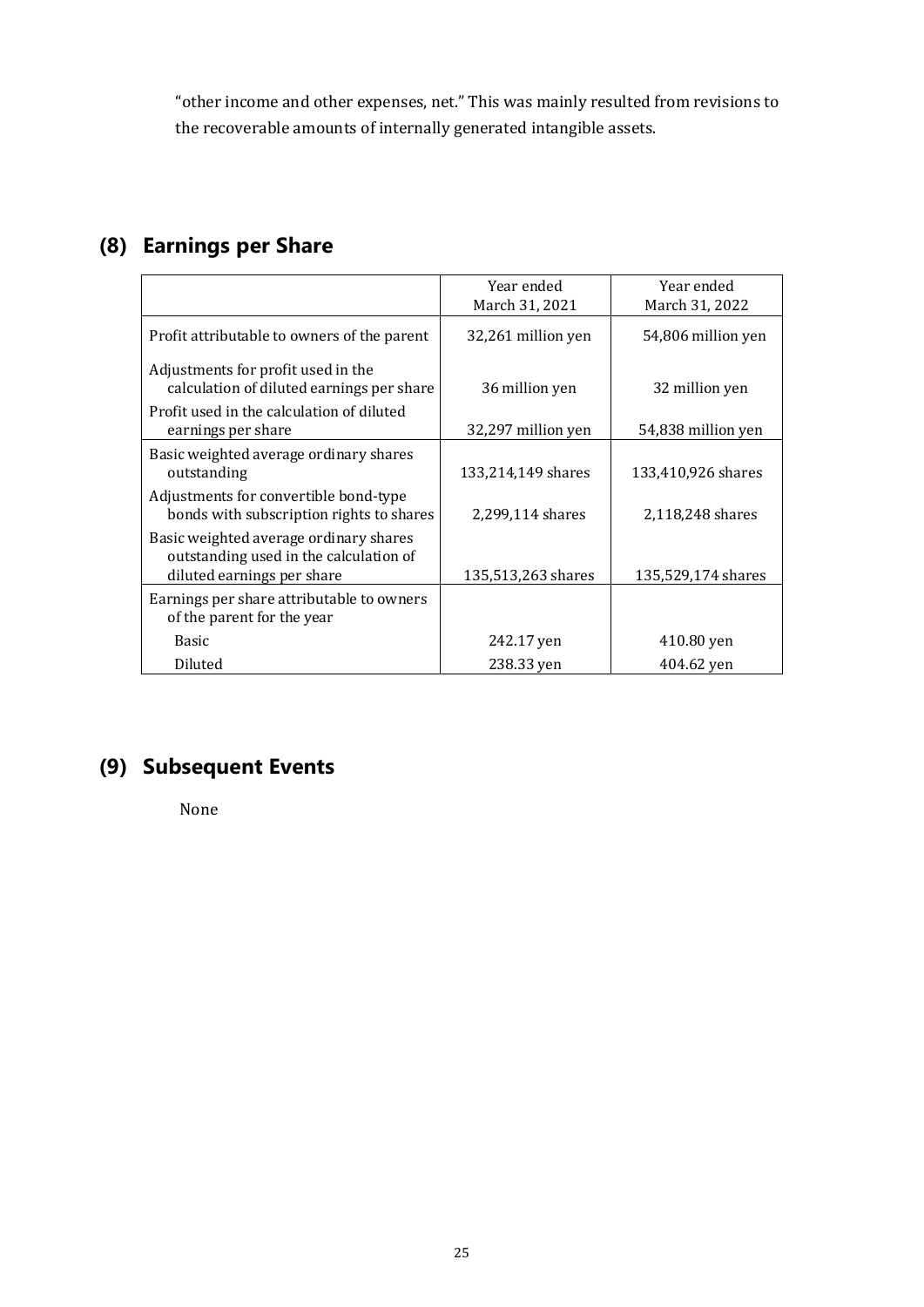"other income and other expenses, net." This was mainly resulted from revisions to the recoverable amounts of internally generated intangible assets.

## (8) Earnings per Share

| | Year ended March 31, 2021 | Year ended March 31, 2022 |
|---|---|---|
| Profit attributable to owners of the parent | 32,261 million yen | 54,806 million yen |
| Adjustments for profit used in the calculation of diluted earnings per share | 36 million yen | 32 million yen |
| Profit used in the calculation of diluted earnings per share | 32,297 million yen | 54,838 million yen |
| Basic weighted average ordinary shares outstanding | 133,214,149 shares | 133,410,926 shares |
| Adjustments for convertible bond-type bonds with subscription rights to shares | 2,299,114 shares | 2,118,248 shares |
| Basic weighted average ordinary shares outstanding used in the calculation of diluted earnings per share | 135,513,263 shares | 135,529,174 shares |
| Earnings per share attributable to owners of the parent for the year | | |
| Basic | 242.17 yen | 410.80 yen |
| Diluted | 238.33 yen | 404.62 yen |

## (9) Subsequent Events

None